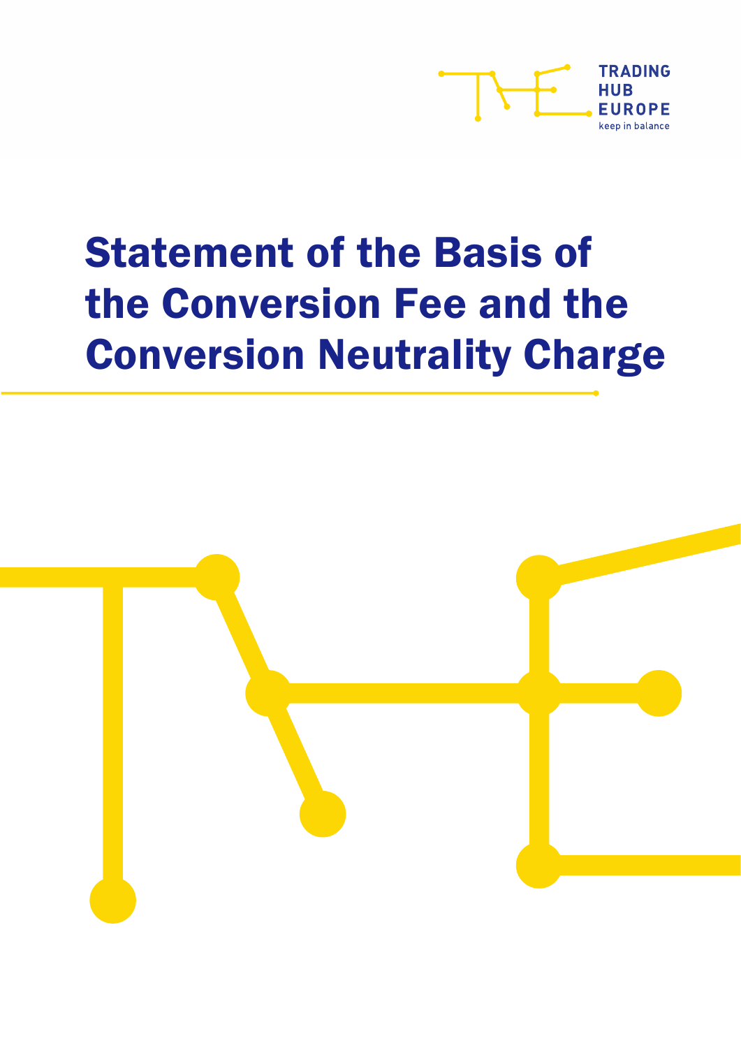TRADING HUB EUROPE

keep in balance

# Statement of the Basis of the Conversion Fee and the Conversion Neutrality Charge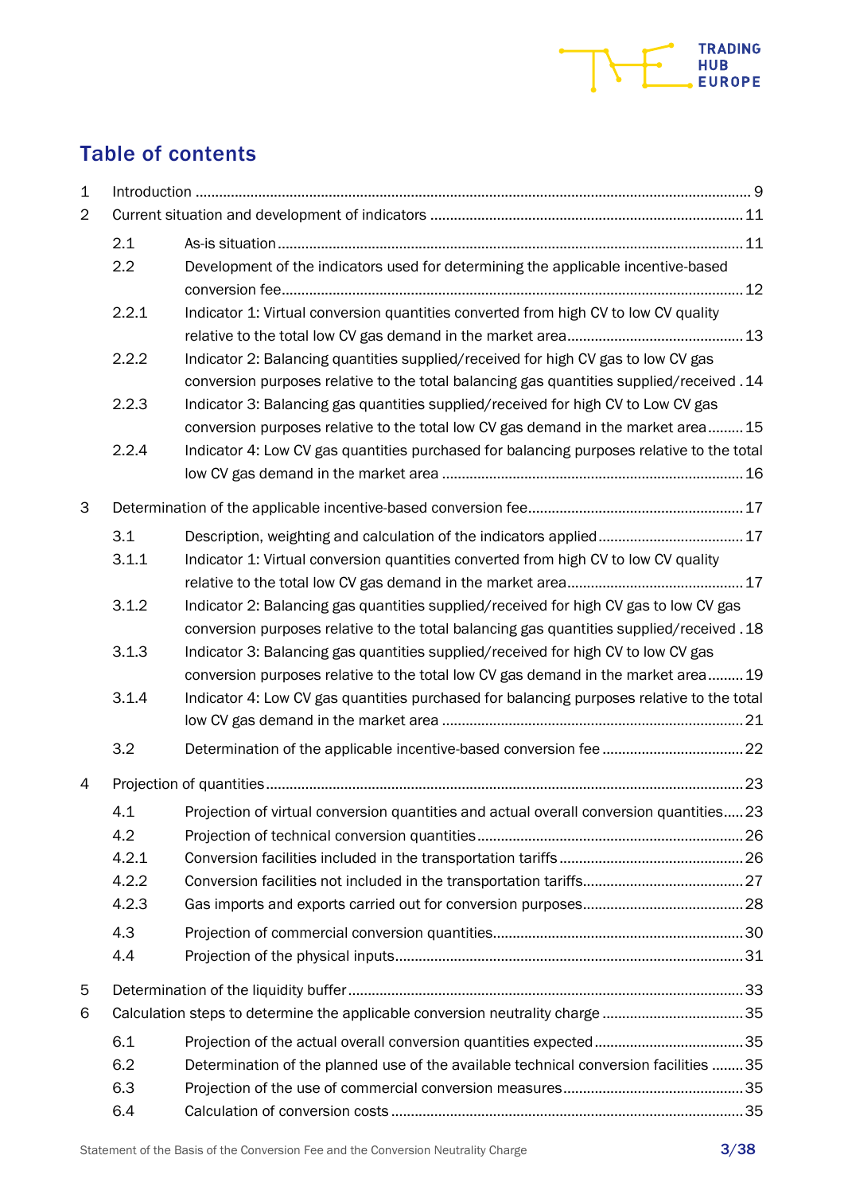## Table of contents

1 Introduction ... 9

2 Current situation and development of indicators ... 11

- 2.1 As-is situation ... 11
- 2.2 Development of the indicators used for determining the applicable incentive-based conversion fee ... 12
- 2.2.1 Indicator 1: Virtual conversion quantities converted from high CV to low CV quality relative to the total low CV gas demand in the market area ... 13
- 2.2.2 Indicator 2: Balancing quantities supplied/received for high CV gas to low CV gas conversion purposes relative to the total balancing gas quantities supplied/received ... 14
- 2.2.3 Indicator 3: Balancing gas quantities supplied/received for high CV to Low CV gas conversion purposes relative to the total low CV gas demand in the market area ... 15
- 2.2.4 Indicator 4: Low CV gas quantities purchased for balancing purposes relative to the total low CV gas demand in the market area ... 16

3 Determination of the applicable incentive-based conversion fee ... 17

- 3.1 Description, weighting and calculation of the indicators applied ... 17
- 3.1.1 Indicator 1: Virtual conversion quantities converted from high CV to low CV quality relative to the total low CV gas demand in the market area ... 17
- 3.1.2 Indicator 2: Balancing gas quantities supplied/received for high CV gas to low CV gas conversion purposes relative to the total balancing gas quantities supplied/received ... 18
- 3.1.3 Indicator 3: Balancing gas quantities supplied/received for high CV to low CV gas conversion purposes relative to the total low CV gas demand in the market area ... 19
- 3.1.4 Indicator 4: Low CV gas quantities purchased for balancing purposes relative to the total low CV gas demand in the market area ... 21
- 3.2 Determination of the applicable incentive-based conversion fee ... 22

4 Projection of quantities ... 23

- 4.1 Projection of virtual conversion quantities and actual overall conversion quantities ... 23
- 4.2 Projection of technical conversion quantities ... 26
- 4.2.1 Conversion facilities included in the transportation tariffs ... 26
- 4.2.2 Conversion facilities not included in the transportation tariffs ... 27
- 4.2.3 Gas imports and exports carried out for conversion purposes ... 28
- 4.3 Projection of commercial conversion quantities ... 30
- 4.4 Projection of the physical inputs ... 31

5 Determination of the liquidity buffer ... 33

6 Calculation steps to determine the applicable conversion neutrality charge ... 35

- 6.1 Projection of the actual overall conversion quantities expected ... 35
- 6.2 Determination of the planned use of the available technical conversion facilities ... 35
- 6.3 Projection of the use of commercial conversion measures ... 35
- 6.4 Calculation of conversion costs ... 35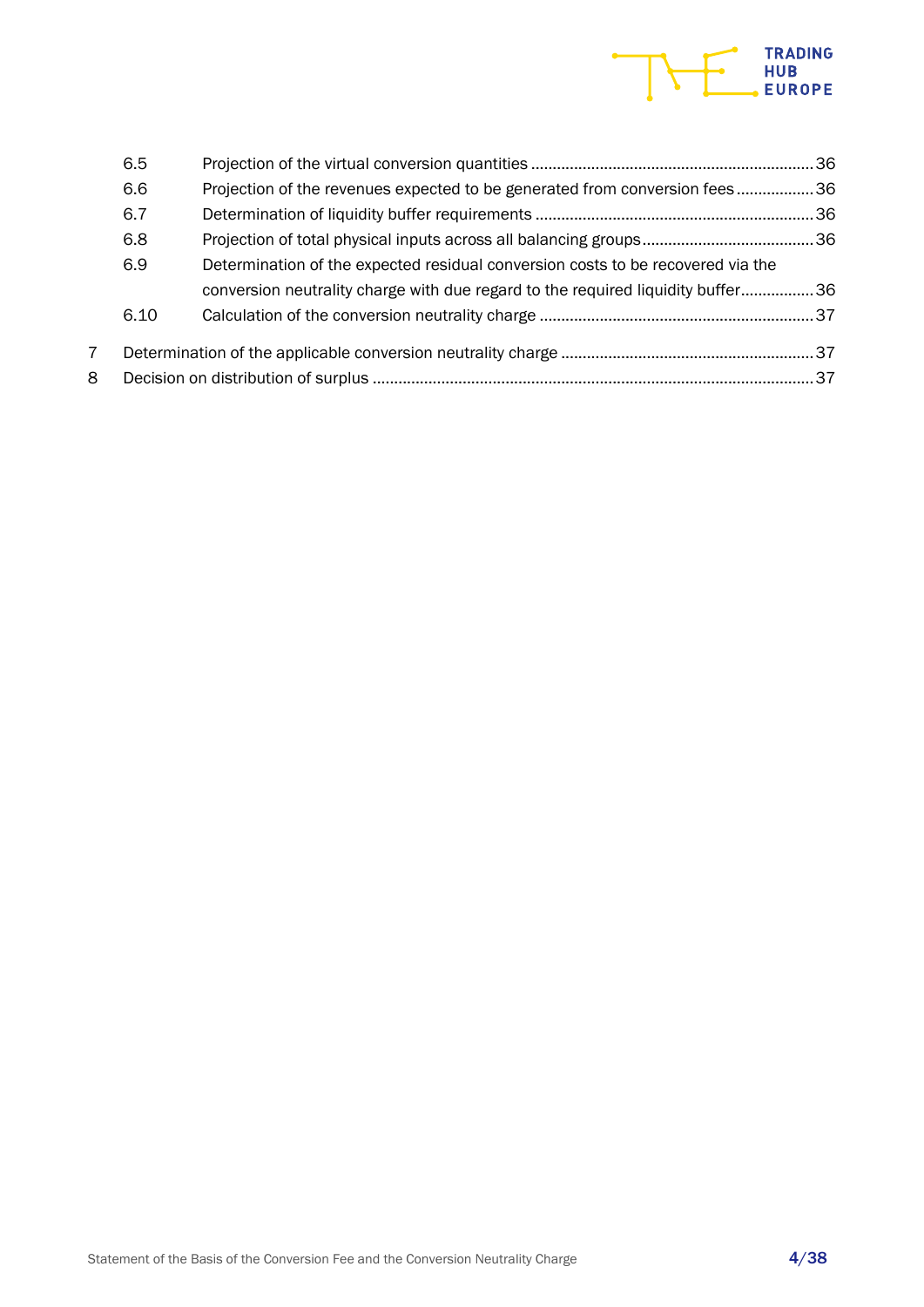6.5 Projection of the virtual conversion quantities ....................................................................... 36

6.6 Projection of the revenues expected to be generated from conversion fees ................... 36

6.7 Determination of liquidity buffer requirements ........................................................................ 36

6.8 Projection of total physical inputs across all balancing groups ......................................... 36

6.9 Determination of the expected residual conversion costs to be recovered via the conversion neutrality charge with due regard to the required liquidity buffer ................. 36

6.10 Calculation of the conversion neutrality charge ...................................................................... 37

7 Determination of the applicable conversion neutrality charge ....................................................... 37

8 Decision on distribution of surplus ........................................................................................................ 37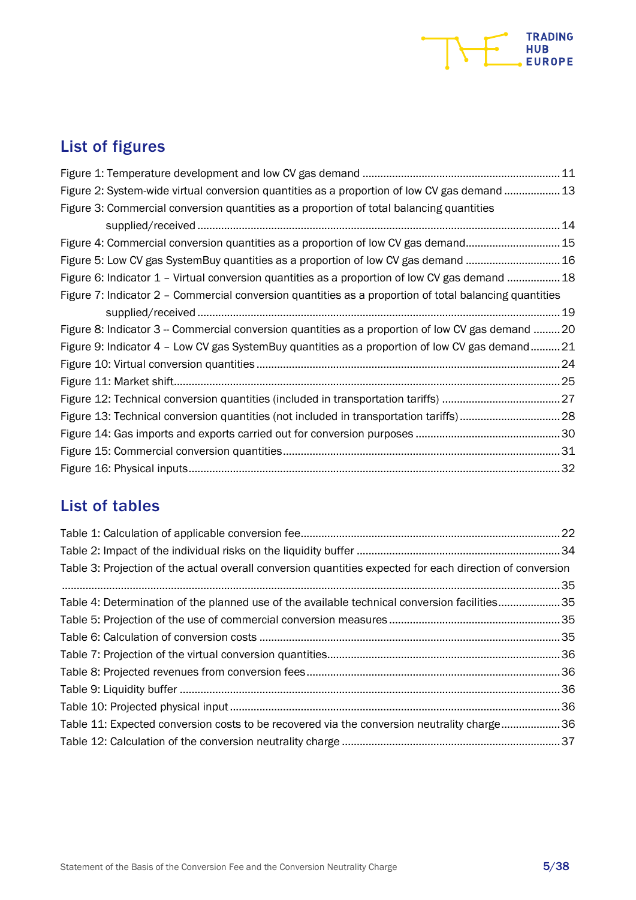## List of figures

Figure 1: Temperature development and low CV gas demand ..... 11
Figure 2: System-wide virtual conversion quantities as a proportion of low CV gas demand ..... 13
Figure 3: Commercial conversion quantities as a proportion of total balancing quantities supplied/received ..... 14
Figure 4: Commercial conversion quantities as a proportion of low CV gas demand ..... 15
Figure 5: Low CV gas SystemBuy quantities as a proportion of low CV gas demand ..... 16
Figure 6: Indicator 1 – Virtual conversion quantities as a proportion of low CV gas demand ..... 18
Figure 7: Indicator 2 – Commercial conversion quantities as a proportion of total balancing quantities supplied/received ..... 19
Figure 8: Indicator 3 -- Commercial conversion quantities as a proportion of low CV gas demand ..... 20
Figure 9: Indicator 4 – Low CV gas SystemBuy quantities as a proportion of low CV gas demand ..... 21
Figure 10: Virtual conversion quantities ..... 24
Figure 11: Market shift ..... 25
Figure 12: Technical conversion quantities (included in transportation tariffs) ..... 27
Figure 13: Technical conversion quantities (not included in transportation tariffs) ..... 28
Figure 14: Gas imports and exports carried out for conversion purposes ..... 30
Figure 15: Commercial conversion quantities ..... 31
Figure 16: Physical inputs ..... 32

## List of tables

Table 1: Calculation of applicable conversion fee ..... 22
Table 2: Impact of the individual risks on the liquidity buffer ..... 34
Table 3: Projection of the actual overall conversion quantities expected for each direction of conversion ..... 35
Table 4: Determination of the planned use of the available technical conversion facilities ..... 35
Table 5: Projection of the use of commercial conversion measures ..... 35
Table 6: Calculation of conversion costs ..... 35
Table 7: Projection of the virtual conversion quantities ..... 36
Table 8: Projected revenues from conversion fees ..... 36
Table 9: Liquidity buffer ..... 36
Table 10: Projected physical input ..... 36
Table 11: Expected conversion costs to be recovered via the conversion neutrality charge ..... 36
Table 12: Calculation of the conversion neutrality charge ..... 37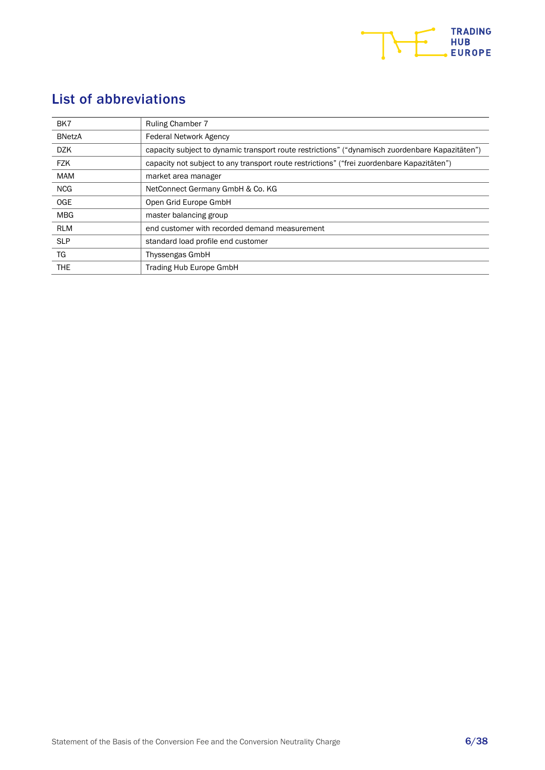## List of abbreviations

| | |
|---|---|
| BK7 | Ruling Chamber 7 |
| BNetzA | Federal Network Agency |
| DZK | capacity subject to dynamic transport route restrictions" ("dynamisch zuordenbare Kapazitäten") |
| FZK | capacity not subject to any transport route restrictions" ("frei zuordenbare Kapazitäten") |
| MAM | market area manager |
| NCG | NetConnect Germany GmbH & Co. KG |
| OGE | Open Grid Europe GmbH |
| MBG | master balancing group |
| RLM | end customer with recorded demand measurement |
| SLP | standard load profile end customer |
| TG | Thyssengas GmbH |
| THE | Trading Hub Europe GmbH |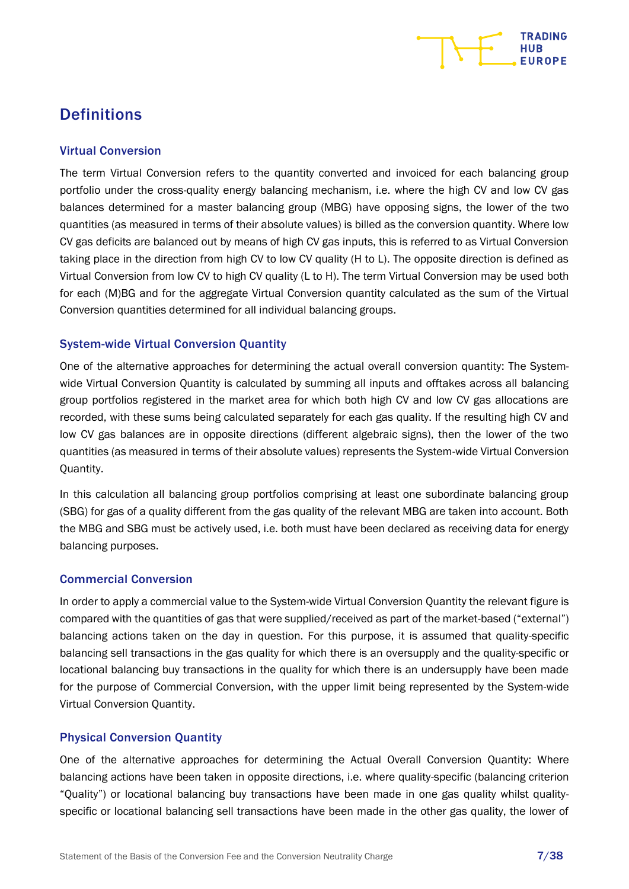## Definitions

### Virtual Conversion

The term Virtual Conversion refers to the quantity converted and invoiced for each balancing group portfolio under the cross-quality energy balancing mechanism, i.e. where the high CV and low CV gas balances determined for a master balancing group (MBG) have opposing signs, the lower of the two quantities (as measured in terms of their absolute values) is billed as the conversion quantity. Where low CV gas deficits are balanced out by means of high CV gas inputs, this is referred to as Virtual Conversion taking place in the direction from high CV to low CV quality (H to L). The opposite direction is defined as Virtual Conversion from low CV to high CV quality (L to H). The term Virtual Conversion may be used both for each (M)BG and for the aggregate Virtual Conversion quantity calculated as the sum of the Virtual Conversion quantities determined for all individual balancing groups.

### System-wide Virtual Conversion Quantity

One of the alternative approaches for determining the actual overall conversion quantity: The System-wide Virtual Conversion Quantity is calculated by summing all inputs and offtakes across all balancing group portfolios registered in the market area for which both high CV and low CV gas allocations are recorded, with these sums being calculated separately for each gas quality. If the resulting high CV and low CV gas balances are in opposite directions (different algebraic signs), then the lower of the two quantities (as measured in terms of their absolute values) represents the System-wide Virtual Conversion Quantity.

In this calculation all balancing group portfolios comprising at least one subordinate balancing group (SBG) for gas of a quality different from the gas quality of the relevant MBG are taken into account. Both the MBG and SBG must be actively used, i.e. both must have been declared as receiving data for energy balancing purposes.

### Commercial Conversion

In order to apply a commercial value to the System-wide Virtual Conversion Quantity the relevant figure is compared with the quantities of gas that were supplied/received as part of the market-based ("external") balancing actions taken on the day in question. For this purpose, it is assumed that quality-specific balancing sell transactions in the gas quality for which there is an oversupply and the quality-specific or locational balancing buy transactions in the quality for which there is an undersupply have been made for the purpose of Commercial Conversion, with the upper limit being represented by the System-wide Virtual Conversion Quantity.

### Physical Conversion Quantity

One of the alternative approaches for determining the Actual Overall Conversion Quantity: Where balancing actions have been taken in opposite directions, i.e. where quality-specific (balancing criterion "Quality") or locational balancing buy transactions have been made in one gas quality whilst quality-specific or locational balancing sell transactions have been made in the other gas quality, the lower of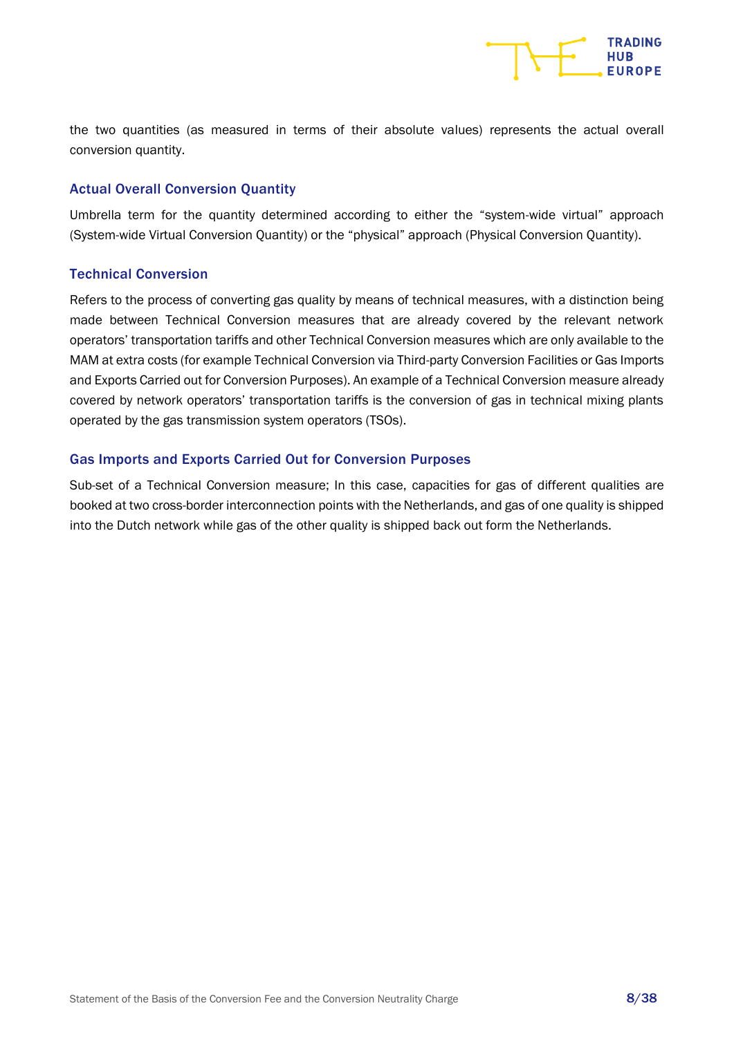the two quantities (as measured in terms of their absolute values) represents the actual overall conversion quantity.

### Actual Overall Conversion Quantity

Umbrella term for the quantity determined according to either the "system-wide virtual" approach (System-wide Virtual Conversion Quantity) or the "physical" approach (Physical Conversion Quantity).

### Technical Conversion

Refers to the process of converting gas quality by means of technical measures, with a distinction being made between Technical Conversion measures that are already covered by the relevant network operators' transportation tariffs and other Technical Conversion measures which are only available to the MAM at extra costs (for example Technical Conversion via Third-party Conversion Facilities or Gas Imports and Exports Carried out for Conversion Purposes). An example of a Technical Conversion measure already covered by network operators' transportation tariffs is the conversion of gas in technical mixing plants operated by the gas transmission system operators (TSOs).

### Gas Imports and Exports Carried Out for Conversion Purposes

Sub-set of a Technical Conversion measure; In this case, capacities for gas of different qualities are booked at two cross-border interconnection points with the Netherlands, and gas of one quality is shipped into the Dutch network while gas of the other quality is shipped back out form the Netherlands.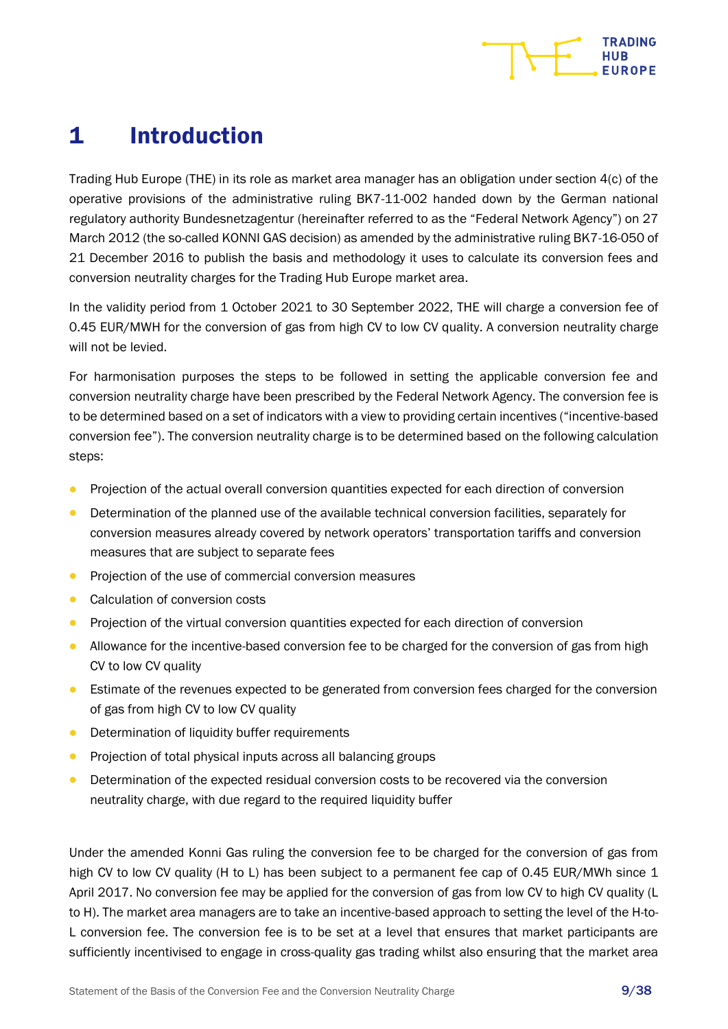# 1 Introduction

Trading Hub Europe (THE) in its role as market area manager has an obligation under section 4(c) of the operative provisions of the administrative ruling BK7-11-002 handed down by the German national regulatory authority Bundesnetzagentur (hereinafter referred to as the "Federal Network Agency") on 27 March 2012 (the so-called KONNI GAS decision) as amended by the administrative ruling BK7-16-050 of 21 December 2016 to publish the basis and methodology it uses to calculate its conversion fees and conversion neutrality charges for the Trading Hub Europe market area.

In the validity period from 1 October 2021 to 30 September 2022, THE will charge a conversion fee of 0.45 EUR/MWH for the conversion of gas from high CV to low CV quality. A conversion neutrality charge will not be levied.

For harmonisation purposes the steps to be followed in setting the applicable conversion fee and conversion neutrality charge have been prescribed by the Federal Network Agency. The conversion fee is to be determined based on a set of indicators with a view to providing certain incentives ("incentive-based conversion fee"). The conversion neutrality charge is to be determined based on the following calculation steps:

- Projection of the actual overall conversion quantities expected for each direction of conversion
- Determination of the planned use of the available technical conversion facilities, separately for conversion measures already covered by network operators' transportation tariffs and conversion measures that are subject to separate fees
- Projection of the use of commercial conversion measures
- Calculation of conversion costs
- Projection of the virtual conversion quantities expected for each direction of conversion
- Allowance for the incentive-based conversion fee to be charged for the conversion of gas from high CV to low CV quality
- Estimate of the revenues expected to be generated from conversion fees charged for the conversion of gas from high CV to low CV quality
- Determination of liquidity buffer requirements
- Projection of total physical inputs across all balancing groups
- Determination of the expected residual conversion costs to be recovered via the conversion neutrality charge, with due regard to the required liquidity buffer

Under the amended Konni Gas ruling the conversion fee to be charged for the conversion of gas from high CV to low CV quality (H to L) has been subject to a permanent fee cap of 0.45 EUR/MWh since 1 April 2017. No conversion fee may be applied for the conversion of gas from low CV to high CV quality (L to H). The market area managers are to take an incentive-based approach to setting the level of the H-to-L conversion fee. The conversion fee is to be set at a level that ensures that market participants are sufficiently incentivised to engage in cross-quality gas trading whilst also ensuring that the market area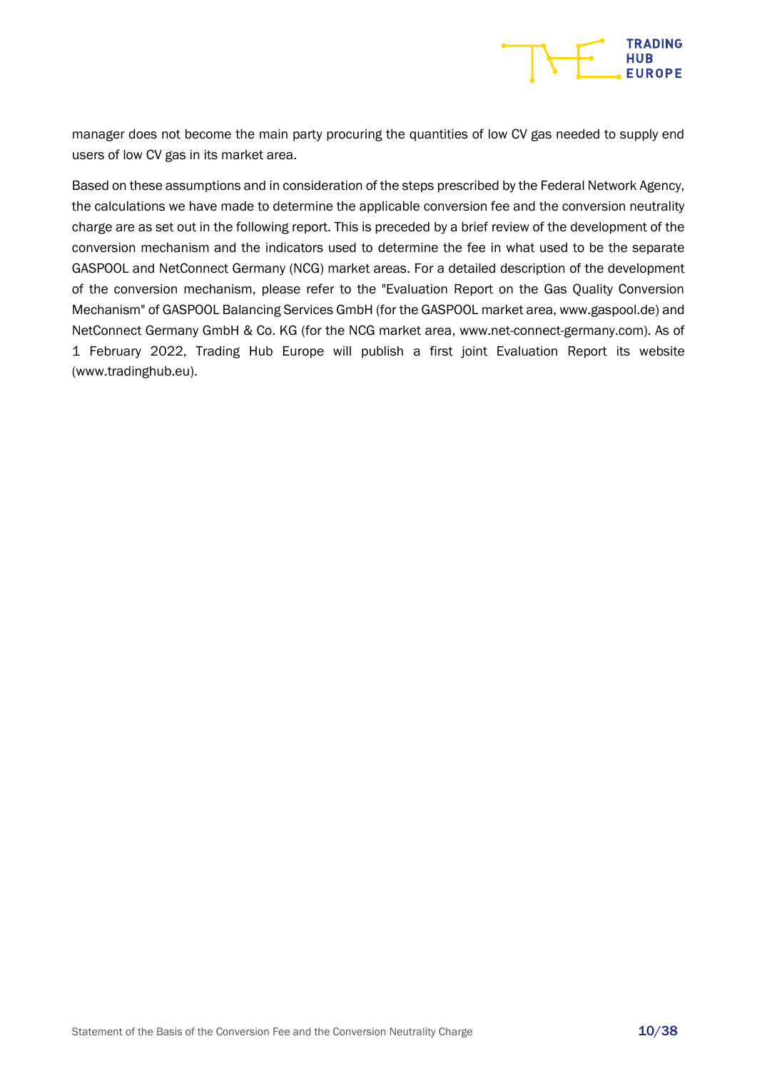manager does not become the main party procuring the quantities of low CV gas needed to supply end users of low CV gas in its market area.

Based on these assumptions and in consideration of the steps prescribed by the Federal Network Agency, the calculations we have made to determine the applicable conversion fee and the conversion neutrality charge are as set out in the following report. This is preceded by a brief review of the development of the conversion mechanism and the indicators used to determine the fee in what used to be the separate GASPOOL and NetConnect Germany (NCG) market areas. For a detailed description of the development of the conversion mechanism, please refer to the "Evaluation Report on the Gas Quality Conversion Mechanism" of GASPOOL Balancing Services GmbH (for the GASPOOL market area, www.gaspool.de) and NetConnect Germany GmbH & Co. KG (for the NCG market area, www.net-connect-germany.com). As of 1 February 2022, Trading Hub Europe will publish a first joint Evaluation Report its website (www.tradinghub.eu).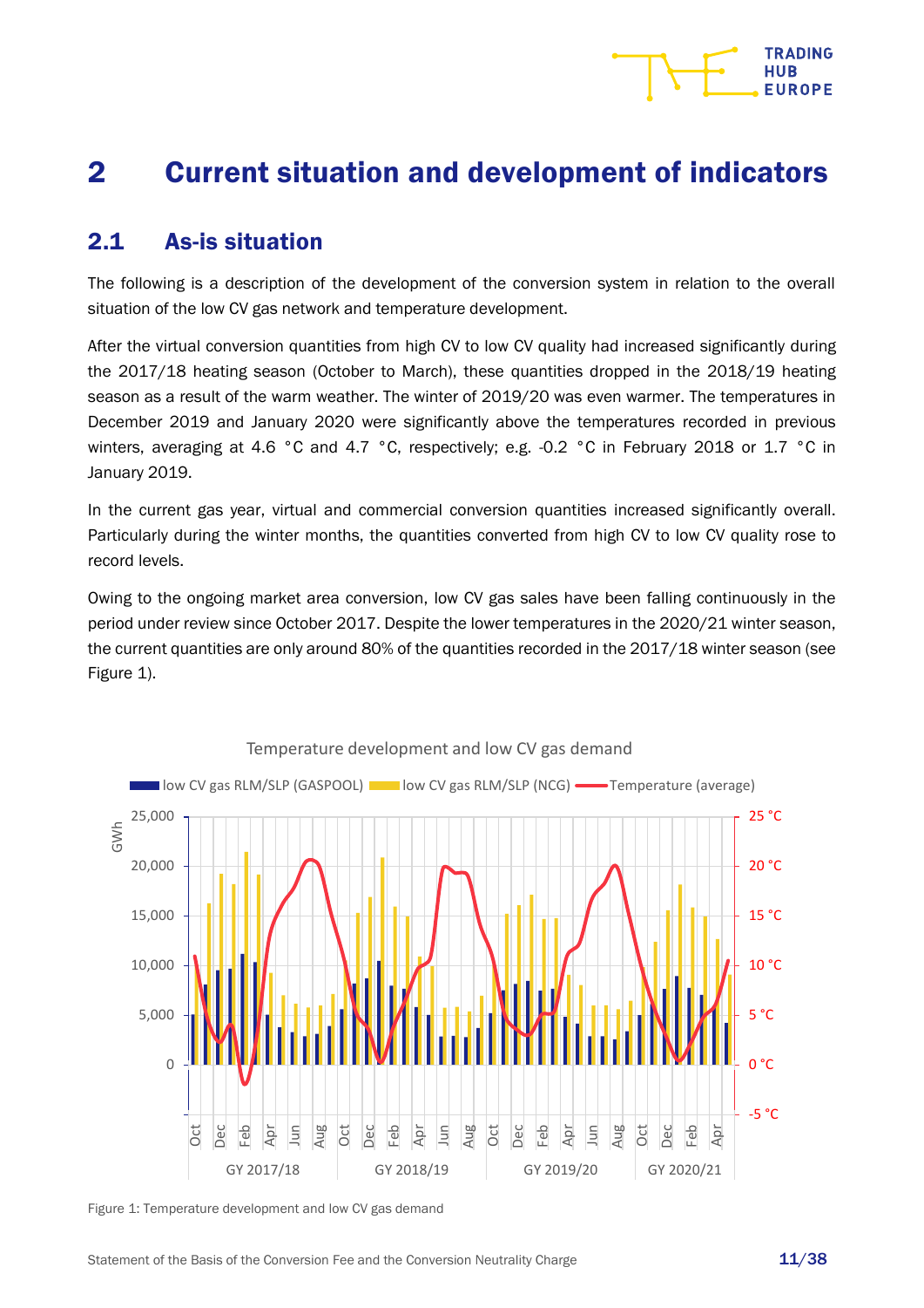# 2 Current situation and development of indicators

## 2.1 As-is situation

The following is a description of the development of the conversion system in relation to the overall situation of the low CV gas network and temperature development.

After the virtual conversion quantities from high CV to low CV quality had increased significantly during the 2017/18 heating season (October to March), these quantities dropped in the 2018/19 heating season as a result of the warm weather. The winter of 2019/20 was even warmer. The temperatures in December 2019 and January 2020 were significantly above the temperatures recorded in previous winters, averaging at 4.6 °C and 4.7 °C, respectively; e.g. -0.2 °C in February 2018 or 1.7 °C in January 2019.

In the current gas year, virtual and commercial conversion quantities increased significantly overall. Particularly during the winter months, the quantities converted from high CV to low CV quality rose to record levels.

Owing to the ongoing market area conversion, low CV gas sales have been falling continuously in the period under review since October 2017. Despite the lower temperatures in the 2020/21 winter season, the current quantities are only around 80% of the quantities recorded in the 2017/18 winter season (see Figure 1).

Figure 1: Temperature development and low CV gas demand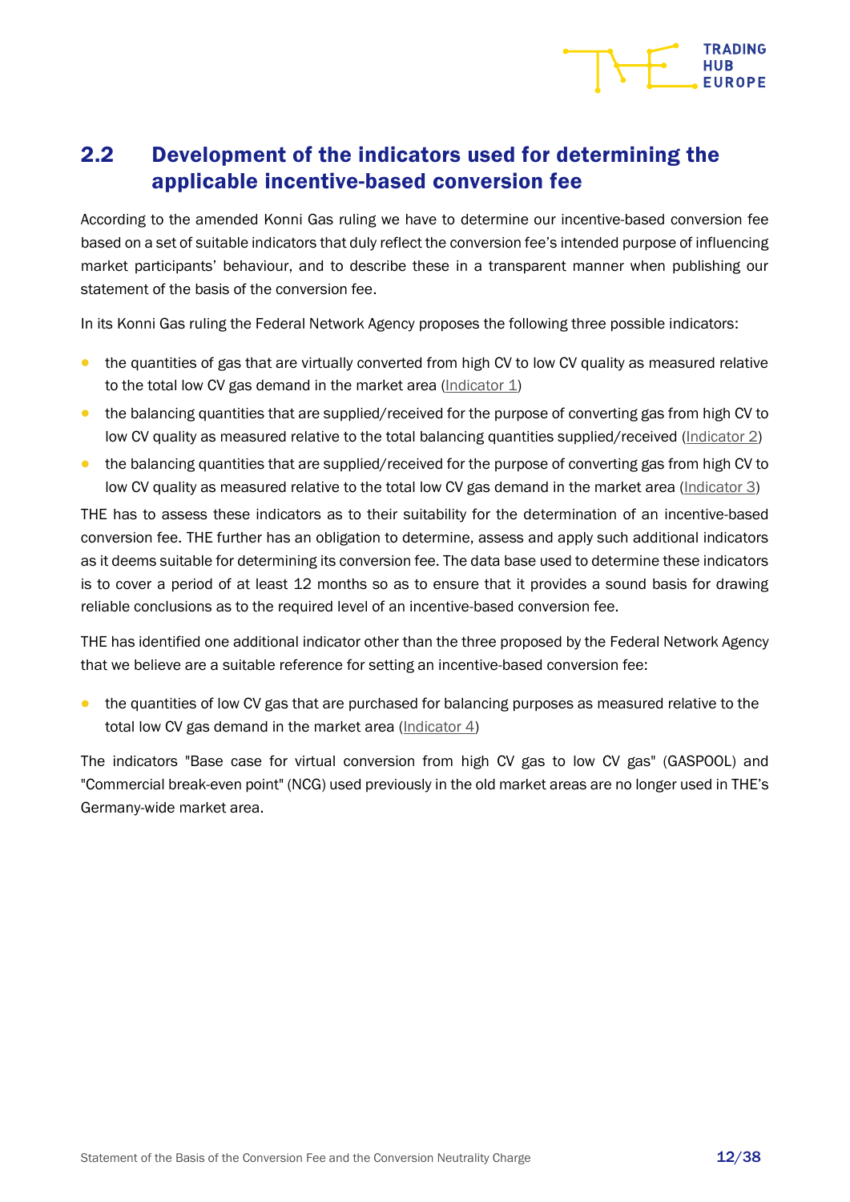## 2.2 Development of the indicators used for determining the applicable incentive-based conversion fee

According to the amended Konni Gas ruling we have to determine our incentive-based conversion fee based on a set of suitable indicators that duly reflect the conversion fee's intended purpose of influencing market participants' behaviour, and to describe these in a transparent manner when publishing our statement of the basis of the conversion fee.

In its Konni Gas ruling the Federal Network Agency proposes the following three possible indicators:

- the quantities of gas that are virtually converted from high CV to low CV quality as measured relative to the total low CV gas demand in the market area (Indicator 1)
- the balancing quantities that are supplied/received for the purpose of converting gas from high CV to low CV quality as measured relative to the total balancing quantities supplied/received (Indicator 2)
- the balancing quantities that are supplied/received for the purpose of converting gas from high CV to low CV quality as measured relative to the total low CV gas demand in the market area (Indicator 3)

THE has to assess these indicators as to their suitability for the determination of an incentive-based conversion fee. THE further has an obligation to determine, assess and apply such additional indicators as it deems suitable for determining its conversion fee. The data base used to determine these indicators is to cover a period of at least 12 months so as to ensure that it provides a sound basis for drawing reliable conclusions as to the required level of an incentive-based conversion fee.

THE has identified one additional indicator other than the three proposed by the Federal Network Agency that we believe are a suitable reference for setting an incentive-based conversion fee:

- the quantities of low CV gas that are purchased for balancing purposes as measured relative to the total low CV gas demand in the market area (Indicator 4)

The indicators "Base case for virtual conversion from high CV gas to low CV gas" (GASPOOL) and "Commercial break-even point" (NCG) used previously in the old market areas are no longer used in THE's Germany-wide market area.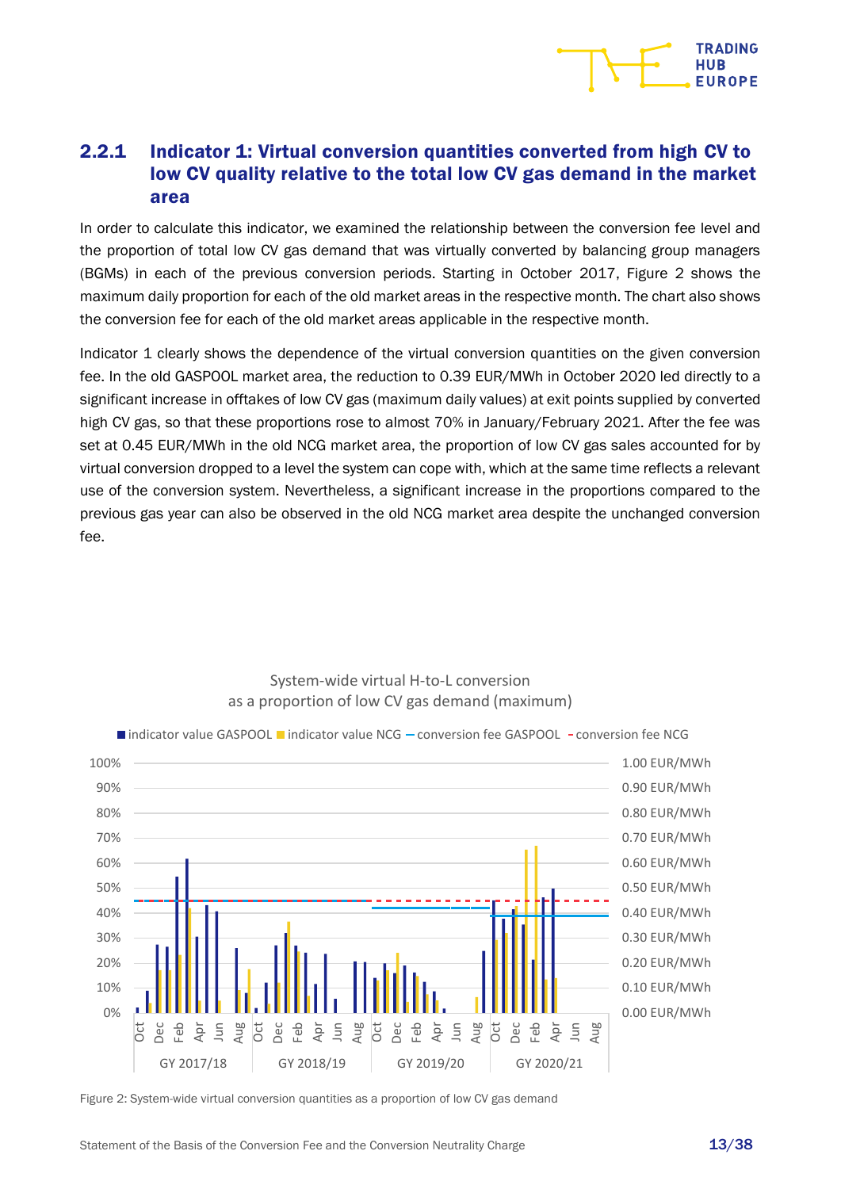### 2.2.1 Indicator 1: Virtual conversion quantities converted from high CV to low CV quality relative to the total low CV gas demand in the market area

In order to calculate this indicator, we examined the relationship between the conversion fee level and the proportion of total low CV gas demand that was virtually converted by balancing group managers (BGMs) in each of the previous conversion periods. Starting in October 2017, Figure 2 shows the maximum daily proportion for each of the old market areas in the respective month. The chart also shows the conversion fee for each of the old market areas applicable in the respective month.

Indicator 1 clearly shows the dependence of the virtual conversion quantities on the given conversion fee. In the old GASPOOL market area, the reduction to 0.39 EUR/MWh in October 2020 led directly to a significant increase in offtakes of low CV gas (maximum daily values) at exit points supplied by converted high CV gas, so that these proportions rose to almost 70% in January/February 2021. After the fee was set at 0.45 EUR/MWh in the old NCG market area, the proportion of low CV gas sales accounted for by virtual conversion dropped to a level the system can cope with, which at the same time reflects a relevant use of the conversion system. Nevertheless, a significant increase in the proportions compared to the previous gas year can also be observed in the old NCG market area despite the unchanged conversion fee.

Figure 2: System-wide virtual conversion quantities as a proportion of low CV gas demand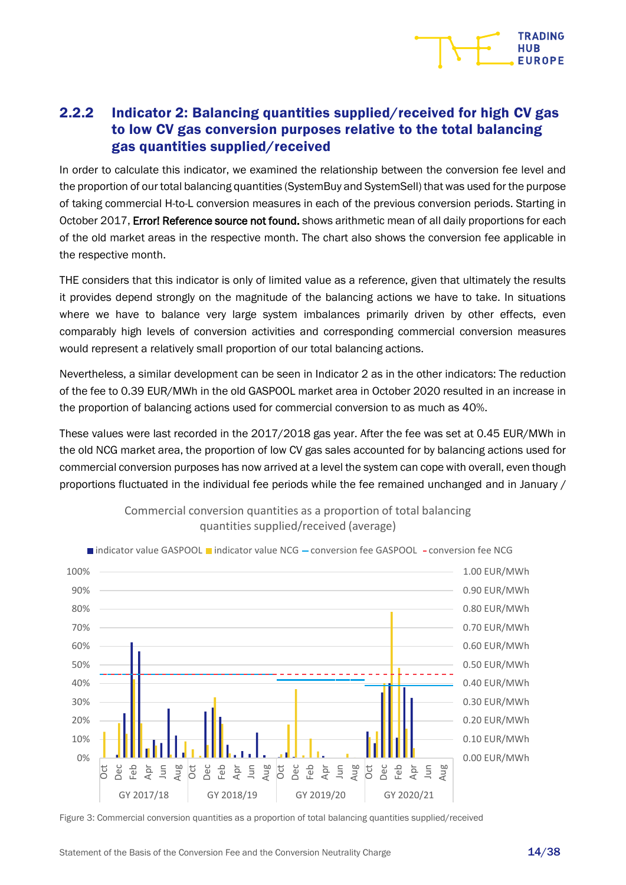## 2.2.2 Indicator 2: Balancing quantities supplied/received for high CV gas to low CV gas conversion purposes relative to the total balancing gas quantities supplied/received

In order to calculate this indicator, we examined the relationship between the conversion fee level and the proportion of our total balancing quantities (SystemBuy and SystemSell) that was used for the purpose of taking commercial H-to-L conversion measures in each of the previous conversion periods. Starting in October 2017, **Error! Reference source not found.** shows arithmetic mean of all daily proportions for each of the old market areas in the respective month. The chart also shows the conversion fee applicable in the respective month.

THE considers that this indicator is only of limited value as a reference, given that ultimately the results it provides depend strongly on the magnitude of the balancing actions we have to take. In situations where we have to balance very large system imbalances primarily driven by other effects, even comparably high levels of conversion activities and corresponding commercial conversion measures would represent a relatively small proportion of our total balancing actions.

Nevertheless, a similar development can be seen in Indicator 2 as in the other indicators: The reduction of the fee to 0.39 EUR/MWh in the old GASPOOL market area in October 2020 resulted in an increase in the proportion of balancing actions used for commercial conversion to as much as 40%.

These values were last recorded in the 2017/2018 gas year. After the fee was set at 0.45 EUR/MWh in the old NCG market area, the proportion of low CV gas sales accounted for by balancing actions used for commercial conversion purposes has now arrived at a level the system can cope with overall, even though proportions fluctuated in the individual fee periods while the fee remained unchanged and in January /

Figure 3: Commercial conversion quantities as a proportion of total balancing quantities supplied/received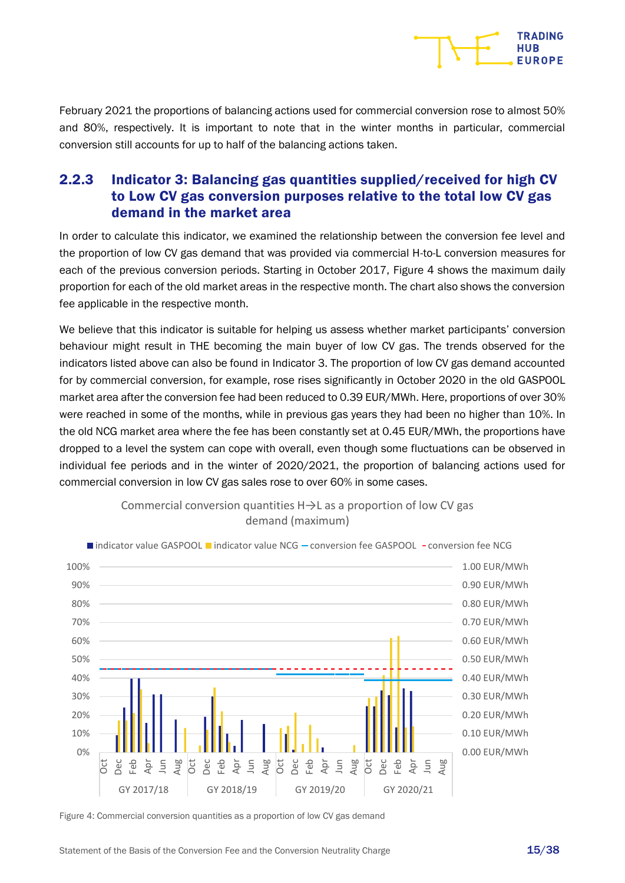February 2021 the proportions of balancing actions used for commercial conversion rose to almost 50% and 80%, respectively. It is important to note that in the winter months in particular, commercial conversion still accounts for up to half of the balancing actions taken.

### 2.2.3 Indicator 3: Balancing gas quantities supplied/received for high CV to Low CV gas conversion purposes relative to the total low CV gas demand in the market area

In order to calculate this indicator, we examined the relationship between the conversion fee level and the proportion of low CV gas demand that was provided via commercial H-to-L conversion measures for each of the previous conversion periods. Starting in October 2017, Figure 4 shows the maximum daily proportion for each of the old market areas in the respective month. The chart also shows the conversion fee applicable in the respective month.

We believe that this indicator is suitable for helping us assess whether market participants' conversion behaviour might result in THE becoming the main buyer of low CV gas. The trends observed for the indicators listed above can also be found in Indicator 3. The proportion of low CV gas demand accounted for by commercial conversion, for example, rose rises significantly in October 2020 in the old GASPOOL market area after the conversion fee had been reduced to 0.39 EUR/MWh. Here, proportions of over 30% were reached in some of the months, while in previous gas years they had been no higher than 10%. In the old NCG market area where the fee has been constantly set at 0.45 EUR/MWh, the proportions have dropped to a level the system can cope with overall, even though some fluctuations can be observed in individual fee periods and in the winter of 2020/2021, the proportion of balancing actions used for commercial conversion in low CV gas sales rose to over 60% in some cases.

Figure 4: Commercial conversion quantities as a proportion of low CV gas demand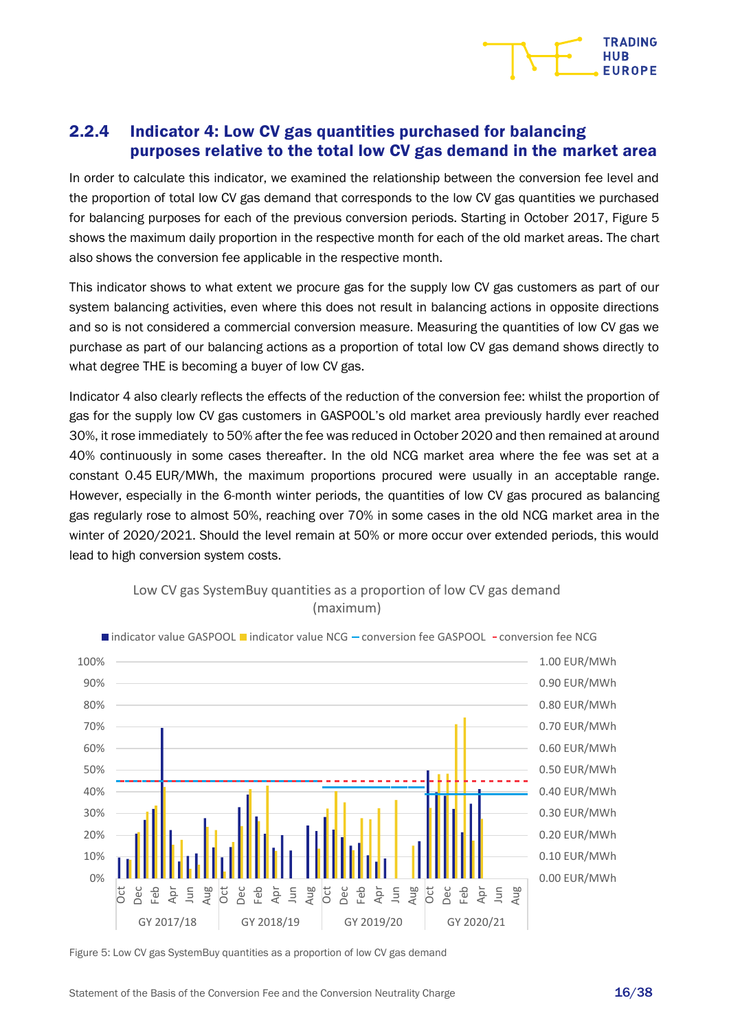## 2.2.4 Indicator 4: Low CV gas quantities purchased for balancing purposes relative to the total low CV gas demand in the market area

In order to calculate this indicator, we examined the relationship between the conversion fee level and the proportion of total low CV gas demand that corresponds to the low CV gas quantities we purchased for balancing purposes for each of the previous conversion periods. Starting in October 2017, Figure 5 shows the maximum daily proportion in the respective month for each of the old market areas. The chart also shows the conversion fee applicable in the respective month.

This indicator shows to what extent we procure gas for the supply low CV gas customers as part of our system balancing activities, even where this does not result in balancing actions in opposite directions and so is not considered a commercial conversion measure. Measuring the quantities of low CV gas we purchase as part of our balancing actions as a proportion of total low CV gas demand shows directly to what degree THE is becoming a buyer of low CV gas.

Indicator 4 also clearly reflects the effects of the reduction of the conversion fee: whilst the proportion of gas for the supply low CV gas customers in GASPOOL's old market area previously hardly ever reached 30%, it rose immediately to 50% after the fee was reduced in October 2020 and then remained at around 40% continuously in some cases thereafter. In the old NCG market area where the fee was set at a constant 0.45 EUR/MWh, the maximum proportions procured were usually in an acceptable range. However, especially in the 6-month winter periods, the quantities of low CV gas procured as balancing gas regularly rose to almost 50%, reaching over 70% in some cases in the old NCG market area in the winter of 2020/2021. Should the level remain at 50% or more occur over extended periods, this would lead to high conversion system costs.

Figure 5: Low CV gas SystemBuy quantities as a proportion of low CV gas demand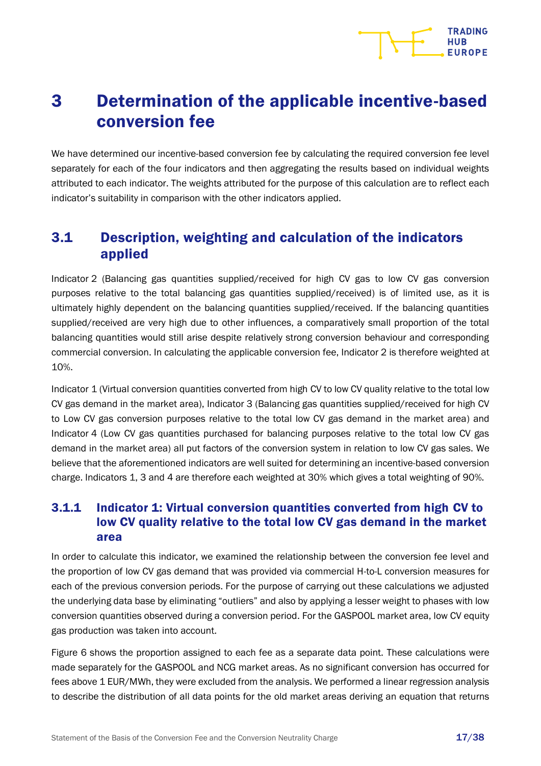# 3 Determination of the applicable incentive-based conversion fee

We have determined our incentive-based conversion fee by calculating the required conversion fee level separately for each of the four indicators and then aggregating the results based on individual weights attributed to each indicator. The weights attributed for the purpose of this calculation are to reflect each indicator's suitability in comparison with the other indicators applied.

## 3.1 Description, weighting and calculation of the indicators applied

Indicator 2 (Balancing gas quantities supplied/received for high CV gas to low CV gas conversion purposes relative to the total balancing gas quantities supplied/received) is of limited use, as it is ultimately highly dependent on the balancing quantities supplied/received. If the balancing quantities supplied/received are very high due to other influences, a comparatively small proportion of the total balancing quantities would still arise despite relatively strong conversion behaviour and corresponding commercial conversion. In calculating the applicable conversion fee, Indicator 2 is therefore weighted at 10%.

Indicator 1 (Virtual conversion quantities converted from high CV to low CV quality relative to the total low CV gas demand in the market area), Indicator 3 (Balancing gas quantities supplied/received for high CV to Low CV gas conversion purposes relative to the total low CV gas demand in the market area) and Indicator 4 (Low CV gas quantities purchased for balancing purposes relative to the total low CV gas demand in the market area) all put factors of the conversion system in relation to low CV gas sales. We believe that the aforementioned indicators are well suited for determining an incentive-based conversion charge. Indicators 1, 3 and 4 are therefore each weighted at 30% which gives a total weighting of 90%.

### 3.1.1 Indicator 1: Virtual conversion quantities converted from high CV to low CV quality relative to the total low CV gas demand in the market area

In order to calculate this indicator, we examined the relationship between the conversion fee level and the proportion of low CV gas demand that was provided via commercial H-to-L conversion measures for each of the previous conversion periods. For the purpose of carrying out these calculations we adjusted the underlying data base by eliminating "outliers" and also by applying a lesser weight to phases with low conversion quantities observed during a conversion period. For the GASPOOL market area, low CV equity gas production was taken into account.

Figure 6 shows the proportion assigned to each fee as a separate data point. These calculations were made separately for the GASPOOL and NCG market areas. As no significant conversion has occurred for fees above 1 EUR/MWh, they were excluded from the analysis. We performed a linear regression analysis to describe the distribution of all data points for the old market areas deriving an equation that returns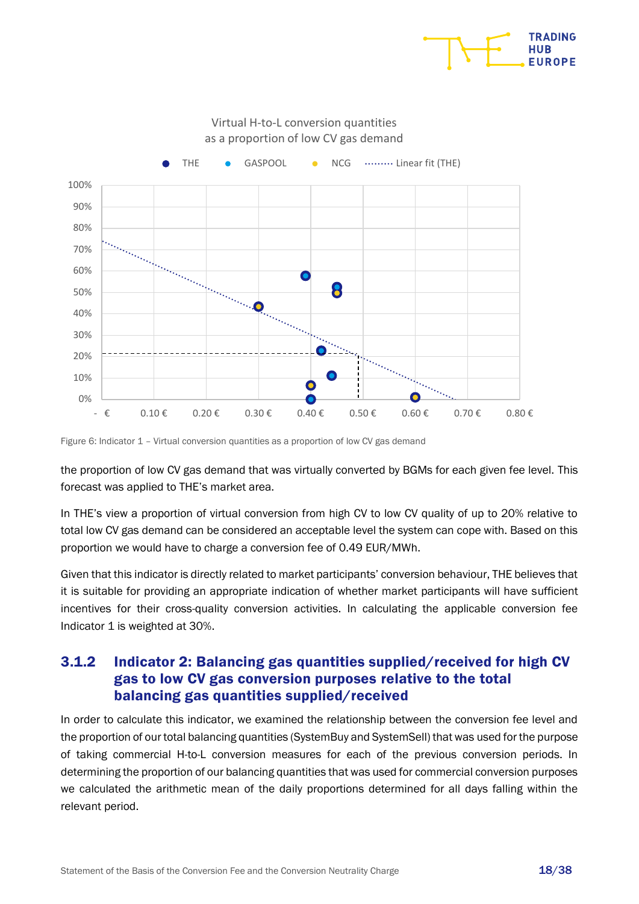Figure 6: Indicator 1 – Virtual conversion quantities as a proportion of low CV gas demand

the proportion of low CV gas demand that was virtually converted by BGMs for each given fee level. This forecast was applied to THE's market area.

In THE's view a proportion of virtual conversion from high CV to low CV quality of up to 20% relative to total low CV gas demand can be considered an acceptable level the system can cope with. Based on this proportion we would have to charge a conversion fee of 0.49 EUR/MWh.

Given that this indicator is directly related to market participants' conversion behaviour, THE believes that it is suitable for providing an appropriate indication of whether market participants will have sufficient incentives for their cross-quality conversion activities. In calculating the applicable conversion fee Indicator 1 is weighted at 30%.

### 3.1.2 Indicator 2: Balancing gas quantities supplied/received for high CV gas to low CV gas conversion purposes relative to the total balancing gas quantities supplied/received

In order to calculate this indicator, we examined the relationship between the conversion fee level and the proportion of our total balancing quantities (SystemBuy and SystemSell) that was used for the purpose of taking commercial H-to-L conversion measures for each of the previous conversion periods. In determining the proportion of our balancing quantities that was used for commercial conversion purposes we calculated the arithmetic mean of the daily proportions determined for all days falling within the relevant period.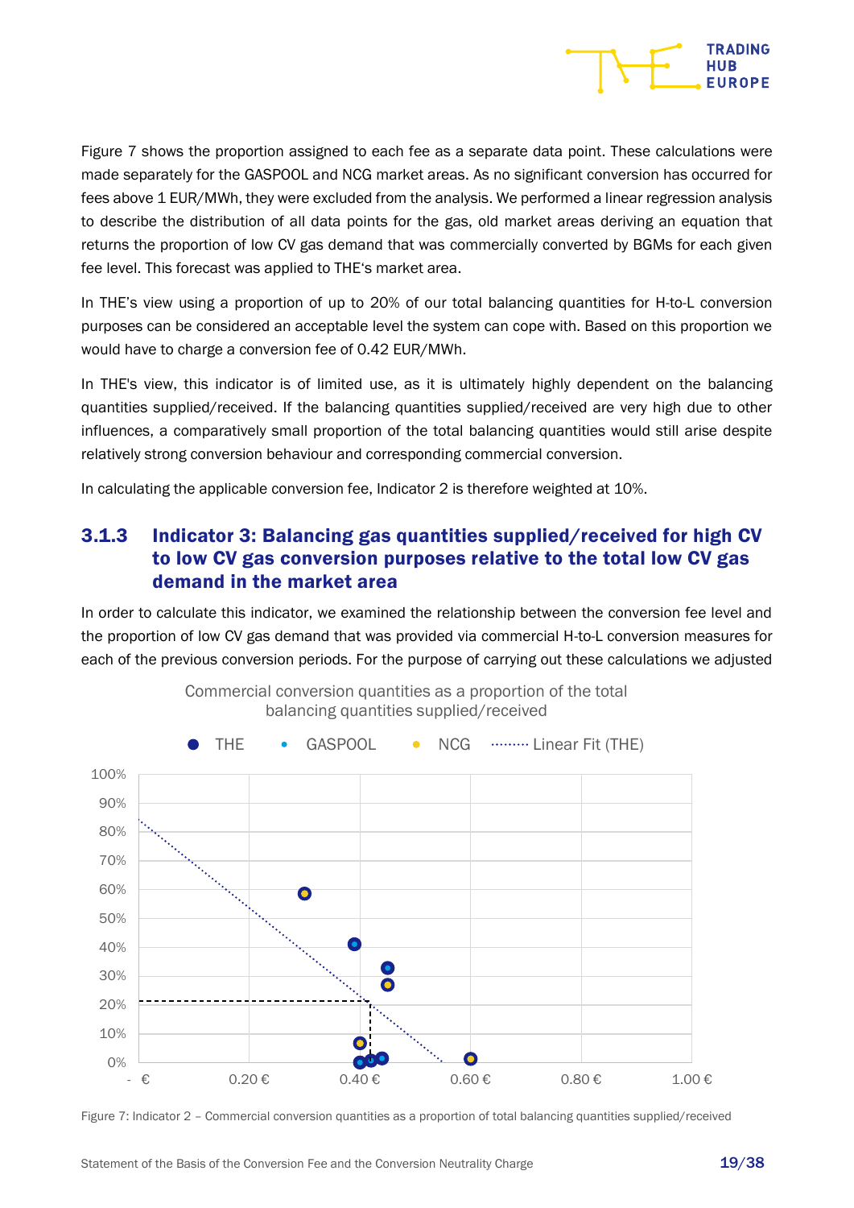Figure 7 shows the proportion assigned to each fee as a separate data point. These calculations were made separately for the GASPOOL and NCG market areas. As no significant conversion has occurred for fees above 1 EUR/MWh, they were excluded from the analysis. We performed a linear regression analysis to describe the distribution of all data points for the gas, old market areas deriving an equation that returns the proportion of low CV gas demand that was commercially converted by BGMs for each given fee level. This forecast was applied to THE's market area.

In THE's view using a proportion of up to 20% of our total balancing quantities for H-to-L conversion purposes can be considered an acceptable level the system can cope with. Based on this proportion we would have to charge a conversion fee of 0.42 EUR/MWh.

In THE's view, this indicator is of limited use, as it is ultimately highly dependent on the balancing quantities supplied/received. If the balancing quantities supplied/received are very high due to other influences, a comparatively small proportion of the total balancing quantities would still arise despite relatively strong conversion behaviour and corresponding commercial conversion.

In calculating the applicable conversion fee, Indicator 2 is therefore weighted at 10%.

### 3.1.3 Indicator 3: Balancing gas quantities supplied/received for high CV to low CV gas conversion purposes relative to the total low CV gas demand in the market area

In order to calculate this indicator, we examined the relationship between the conversion fee level and the proportion of low CV gas demand that was provided via commercial H-to-L conversion measures for each of the previous conversion periods. For the purpose of carrying out these calculations we adjusted

Commercial conversion quantities as a proportion of the total balancing quantities supplied/received

Legend: THE, GASPOOL, NCG, Linear Fit (THE)

Figure 7: Indicator 2 – Commercial conversion quantities as a proportion of total balancing quantities supplied/received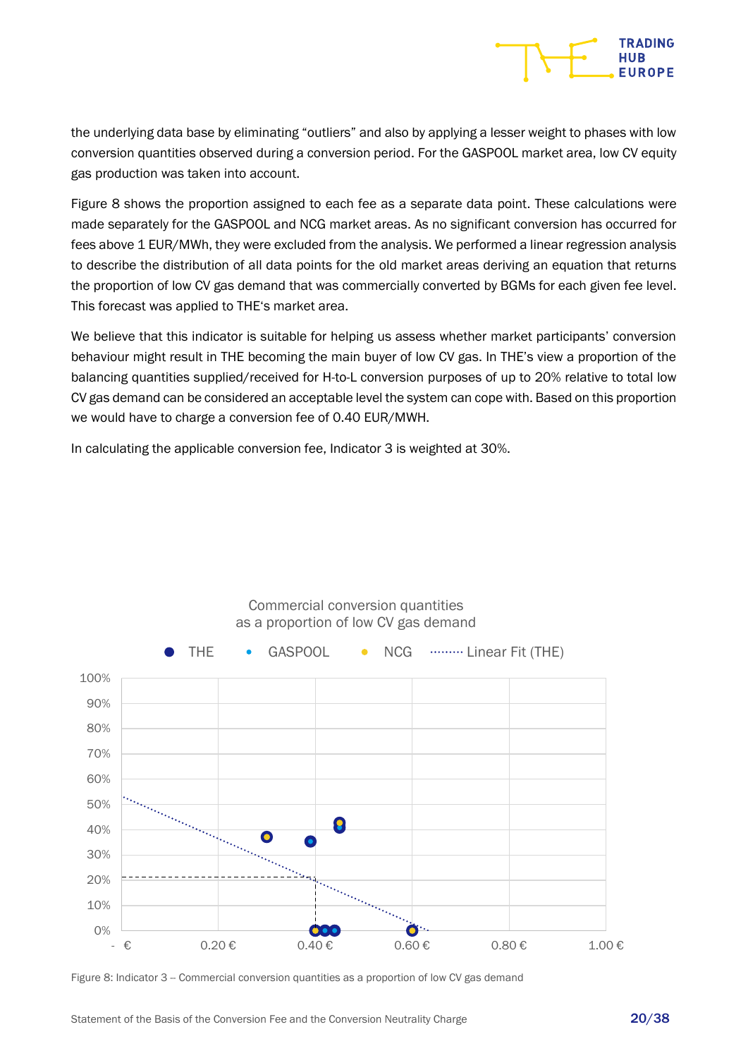the underlying data base by eliminating "outliers" and also by applying a lesser weight to phases with low conversion quantities observed during a conversion period. For the GASPOOL market area, low CV equity gas production was taken into account.

Figure 8 shows the proportion assigned to each fee as a separate data point. These calculations were made separately for the GASPOOL and NCG market areas. As no significant conversion has occurred for fees above 1 EUR/MWh, they were excluded from the analysis. We performed a linear regression analysis to describe the distribution of all data points for the old market areas deriving an equation that returns the proportion of low CV gas demand that was commercially converted by BGMs for each given fee level. This forecast was applied to THE's market area.

We believe that this indicator is suitable for helping us assess whether market participants' conversion behaviour might result in THE becoming the main buyer of low CV gas. In THE's view a proportion of the balancing quantities supplied/received for H-to-L conversion purposes of up to 20% relative to total low CV gas demand can be considered an acceptable level the system can cope with. Based on this proportion we would have to charge a conversion fee of 0.40 EUR/MWH.

In calculating the applicable conversion fee, Indicator 3 is weighted at 30%.

Figure 8: Indicator 3 – Commercial conversion quantities as a proportion of low CV gas demand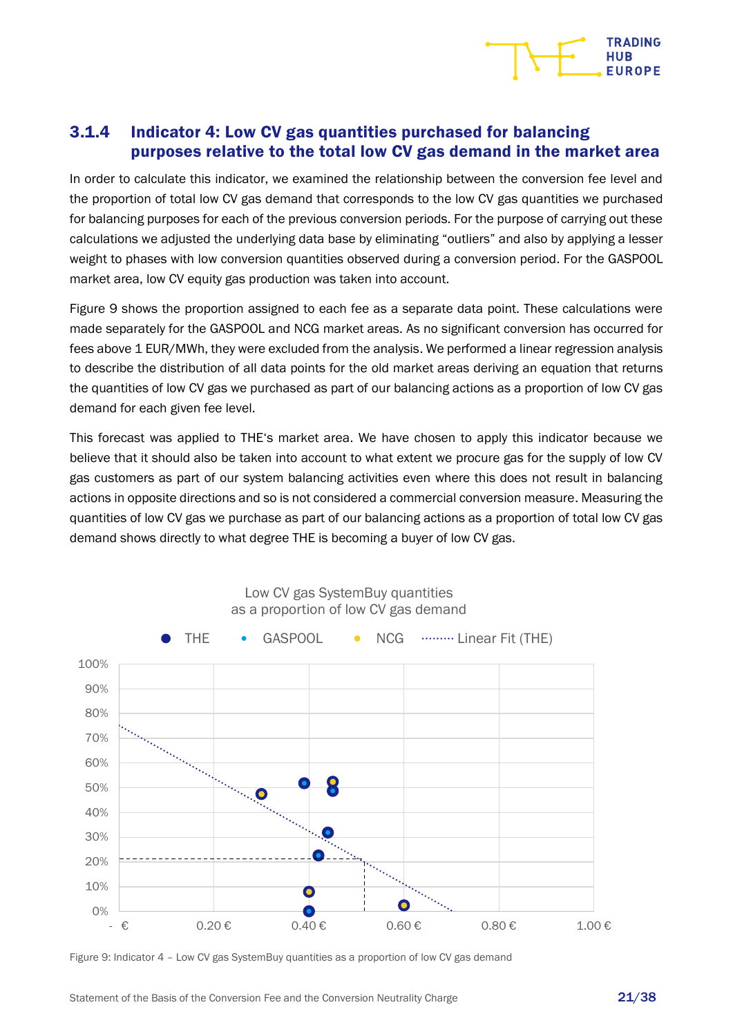### 3.1.4 Indicator 4: Low CV gas quantities purchased for balancing purposes relative to the total low CV gas demand in the market area

In order to calculate this indicator, we examined the relationship between the conversion fee level and the proportion of total low CV gas demand that corresponds to the low CV gas quantities we purchased for balancing purposes for each of the previous conversion periods. For the purpose of carrying out these calculations we adjusted the underlying data base by eliminating "outliers" and also by applying a lesser weight to phases with low conversion quantities observed during a conversion period. For the GASPOOL market area, low CV equity gas production was taken into account.

Figure 9 shows the proportion assigned to each fee as a separate data point. These calculations were made separately for the GASPOOL and NCG market areas. As no significant conversion has occurred for fees above 1 EUR/MWh, they were excluded from the analysis. We performed a linear regression analysis to describe the distribution of all data points for the old market areas deriving an equation that returns the quantities of low CV gas we purchased as part of our balancing actions as a proportion of low CV gas demand for each given fee level.

This forecast was applied to THE's market area. We have chosen to apply this indicator because we believe that it should also be taken into account to what extent we procure gas for the supply of low CV gas customers as part of our system balancing activities even where this does not result in balancing actions in opposite directions and so is not considered a commercial conversion measure. Measuring the quantities of low CV gas we purchase as part of our balancing actions as a proportion of total low CV gas demand shows directly to what degree THE is becoming a buyer of low CV gas.

Figure 9: Indicator 4 – Low CV gas SystemBuy quantities as a proportion of low CV gas demand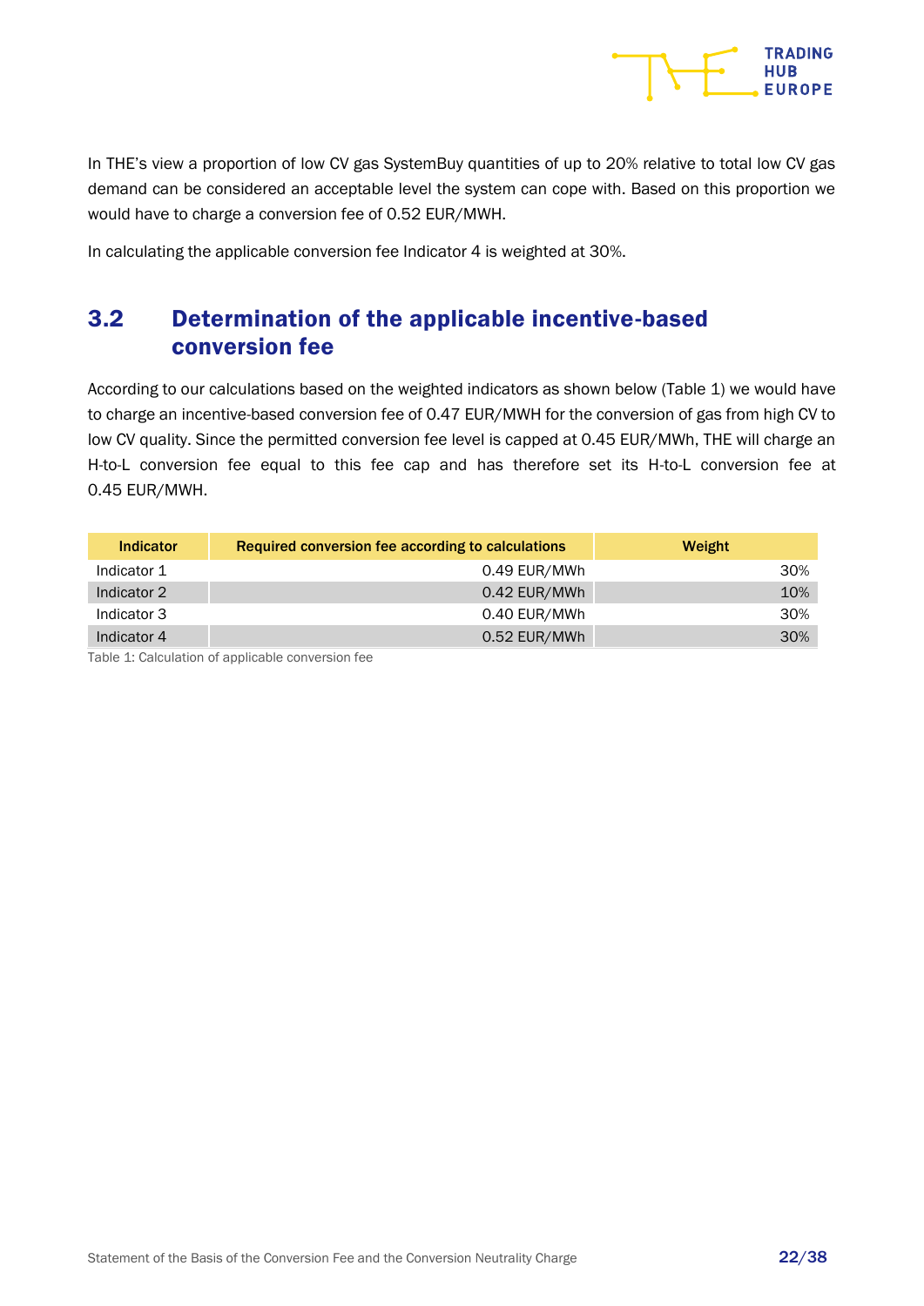In THE's view a proportion of low CV gas SystemBuy quantities of up to 20% relative to total low CV gas demand can be considered an acceptable level the system can cope with. Based on this proportion we would have to charge a conversion fee of 0.52 EUR/MWH.

In calculating the applicable conversion fee Indicator 4 is weighted at 30%.

## 3.2 Determination of the applicable incentive-based conversion fee

According to our calculations based on the weighted indicators as shown below (Table 1) we would have to charge an incentive-based conversion fee of 0.47 EUR/MWH for the conversion of gas from high CV to low CV quality. Since the permitted conversion fee level is capped at 0.45 EUR/MWh, THE will charge an H-to-L conversion fee equal to this fee cap and has therefore set its H-to-L conversion fee at 0.45 EUR/MWH.

| Indicator | Required conversion fee according to calculations | Weight |
|---|---|---|
| Indicator 1 | 0.49 EUR/MWh | 30% |
| Indicator 2 | 0.42 EUR/MWh | 10% |
| Indicator 3 | 0.40 EUR/MWh | 30% |
| Indicator 4 | 0.52 EUR/MWh | 30% |

Table 1: Calculation of applicable conversion fee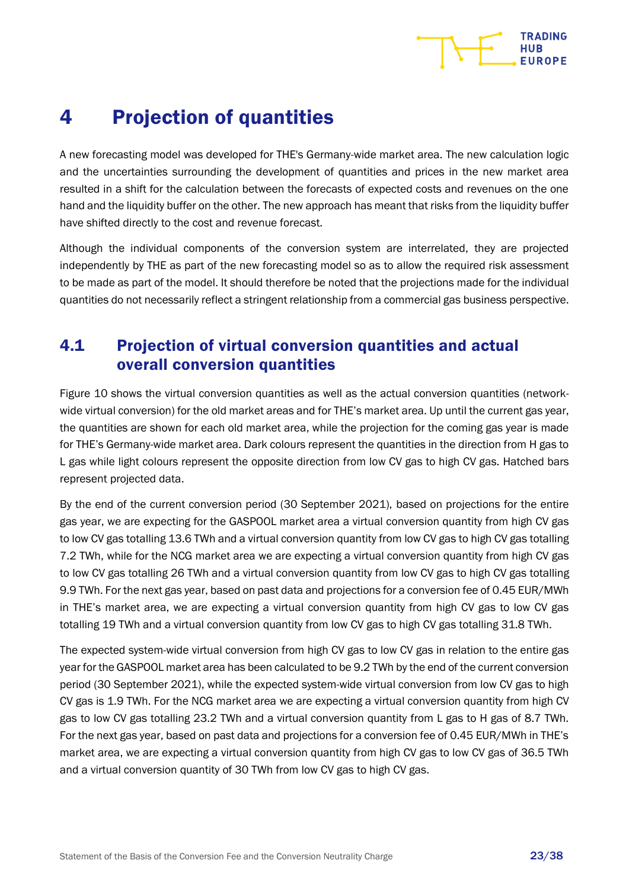# 4 Projection of quantities

A new forecasting model was developed for THE's Germany-wide market area. The new calculation logic and the uncertainties surrounding the development of quantities and prices in the new market area resulted in a shift for the calculation between the forecasts of expected costs and revenues on the one hand and the liquidity buffer on the other. The new approach has meant that risks from the liquidity buffer have shifted directly to the cost and revenue forecast.

Although the individual components of the conversion system are interrelated, they are projected independently by THE as part of the new forecasting model so as to allow the required risk assessment to be made as part of the model. It should therefore be noted that the projections made for the individual quantities do not necessarily reflect a stringent relationship from a commercial gas business perspective.

## 4.1 Projection of virtual conversion quantities and actual overall conversion quantities

Figure 10 shows the virtual conversion quantities as well as the actual conversion quantities (network-wide virtual conversion) for the old market areas and for THE's market area. Up until the current gas year, the quantities are shown for each old market area, while the projection for the coming gas year is made for THE's Germany-wide market area. Dark colours represent the quantities in the direction from H gas to L gas while light colours represent the opposite direction from low CV gas to high CV gas. Hatched bars represent projected data.

By the end of the current conversion period (30 September 2021), based on projections for the entire gas year, we are expecting for the GASPOOL market area a virtual conversion quantity from high CV gas to low CV gas totalling 13.6 TWh and a virtual conversion quantity from low CV gas to high CV gas totalling 7.2 TWh, while for the NCG market area we are expecting a virtual conversion quantity from high CV gas to low CV gas totalling 26 TWh and a virtual conversion quantity from low CV gas to high CV gas totalling 9.9 TWh. For the next gas year, based on past data and projections for a conversion fee of 0.45 EUR/MWh in THE's market area, we are expecting a virtual conversion quantity from high CV gas to low CV gas totalling 19 TWh and a virtual conversion quantity from low CV gas to high CV gas totalling 31.8 TWh.

The expected system-wide virtual conversion from high CV gas to low CV gas in relation to the entire gas year for the GASPOOL market area has been calculated to be 9.2 TWh by the end of the current conversion period (30 September 2021), while the expected system-wide virtual conversion from low CV gas to high CV gas is 1.9 TWh. For the NCG market area we are expecting a virtual conversion quantity from high CV gas to low CV gas totalling 23.2 TWh and a virtual conversion quantity from L gas to H gas of 8.7 TWh. For the next gas year, based on past data and projections for a conversion fee of 0.45 EUR/MWh in THE's market area, we are expecting a virtual conversion quantity from high CV gas to low CV gas of 36.5 TWh and a virtual conversion quantity of 30 TWh from low CV gas to high CV gas.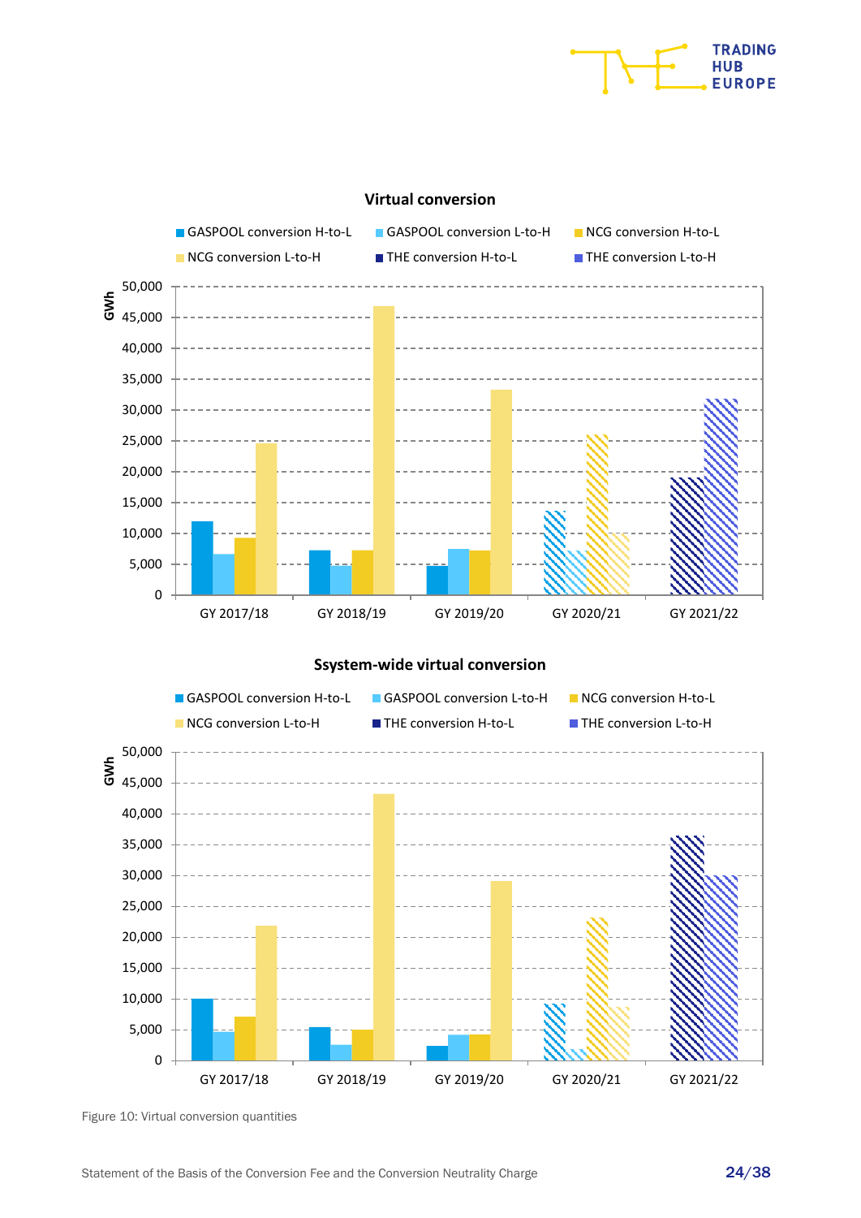**Virtual conversion**

**Ssystem-wide virtual conversion**

Figure 10: Virtual conversion quantities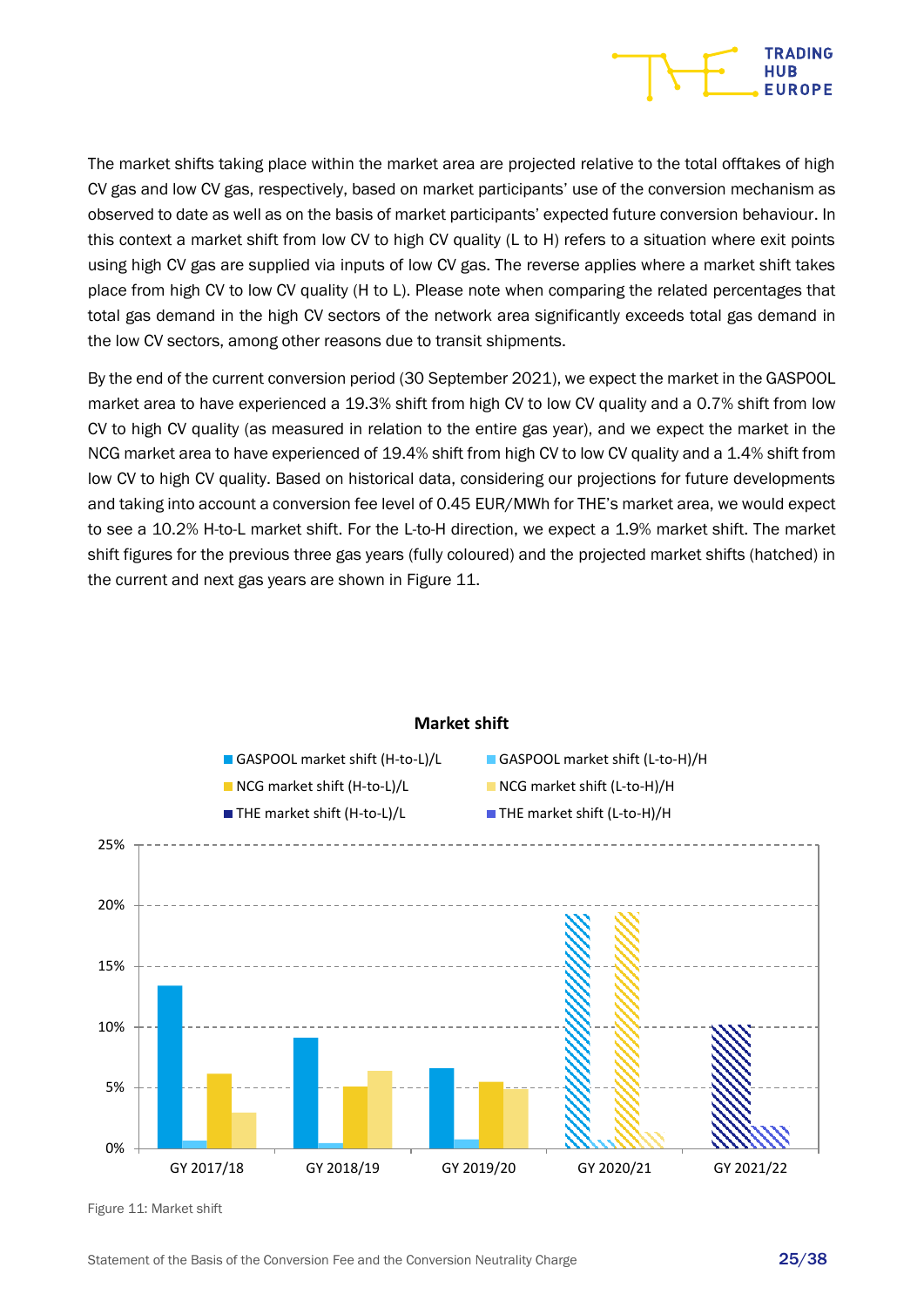The market shifts taking place within the market area are projected relative to the total offtakes of high CV gas and low CV gas, respectively, based on market participants' use of the conversion mechanism as observed to date as well as on the basis of market participants' expected future conversion behaviour. In this context a market shift from low CV to high CV quality (L to H) refers to a situation where exit points using high CV gas are supplied via inputs of low CV gas. The reverse applies where a market shift takes place from high CV to low CV quality (H to L). Please note when comparing the related percentages that total gas demand in the high CV sectors of the network area significantly exceeds total gas demand in the low CV sectors, among other reasons due to transit shipments.

By the end of the current conversion period (30 September 2021), we expect the market in the GASPOOL market area to have experienced a 19.3% shift from high CV to low CV quality and a 0.7% shift from low CV to high CV quality (as measured in relation to the entire gas year), and we expect the market in the NCG market area to have experienced of 19.4% shift from high CV to low CV quality and a 1.4% shift from low CV to high CV quality. Based on historical data, considering our projections for future developments and taking into account a conversion fee level of 0.45 EUR/MWh for THE's market area, we would expect to see a 10.2% H-to-L market shift. For the L-to-H direction, we expect a 1.9% market shift. The market shift figures for the previous three gas years (fully coloured) and the projected market shifts (hatched) in the current and next gas years are shown in Figure 11.

**Market shift**

Legend: GASPOOL market shift (H-to-L)/L; GASPOOL market shift (L-to-H)/H; NCG market shift (H-to-L)/L; NCG market shift (L-to-H)/H; THE market shift (H-to-L)/L; THE market shift (L-to-H)/H

Y-axis: 0% – 25%; X-axis: GY 2017/18, GY 2018/19, GY 2019/20, GY 2020/21, GY 2021/22

Figure 11: Market shift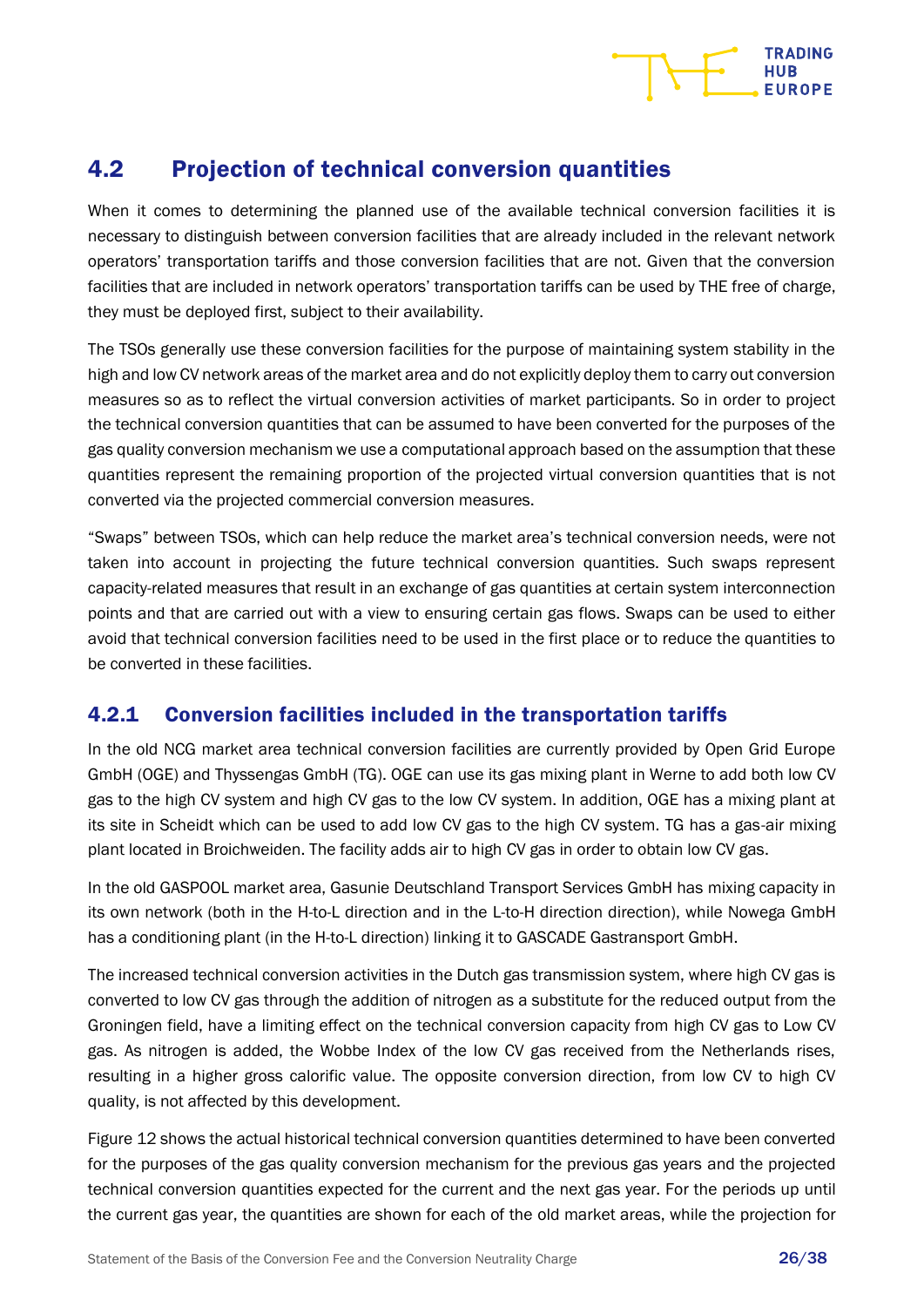## 4.2 Projection of technical conversion quantities

When it comes to determining the planned use of the available technical conversion facilities it is necessary to distinguish between conversion facilities that are already included in the relevant network operators' transportation tariffs and those conversion facilities that are not. Given that the conversion facilities that are included in network operators' transportation tariffs can be used by THE free of charge, they must be deployed first, subject to their availability.

The TSOs generally use these conversion facilities for the purpose of maintaining system stability in the high and low CV network areas of the market area and do not explicitly deploy them to carry out conversion measures so as to reflect the virtual conversion activities of market participants. So in order to project the technical conversion quantities that can be assumed to have been converted for the purposes of the gas quality conversion mechanism we use a computational approach based on the assumption that these quantities represent the remaining proportion of the projected virtual conversion quantities that is not converted via the projected commercial conversion measures.

"Swaps" between TSOs, which can help reduce the market area's technical conversion needs, were not taken into account in projecting the future technical conversion quantities. Such swaps represent capacity-related measures that result in an exchange of gas quantities at certain system interconnection points and that are carried out with a view to ensuring certain gas flows. Swaps can be used to either avoid that technical conversion facilities need to be used in the first place or to reduce the quantities to be converted in these facilities.

### 4.2.1 Conversion facilities included in the transportation tariffs

In the old NCG market area technical conversion facilities are currently provided by Open Grid Europe GmbH (OGE) and Thyssengas GmbH (TG). OGE can use its gas mixing plant in Werne to add both low CV gas to the high CV system and high CV gas to the low CV system. In addition, OGE has a mixing plant at its site in Scheidt which can be used to add low CV gas to the high CV system. TG has a gas-air mixing plant located in Broichweiden. The facility adds air to high CV gas in order to obtain low CV gas.

In the old GASPOOL market area, Gasunie Deutschland Transport Services GmbH has mixing capacity in its own network (both in the H-to-L direction and in the L-to-H direction direction), while Nowega GmbH has a conditioning plant (in the H-to-L direction) linking it to GASCADE Gastransport GmbH.

The increased technical conversion activities in the Dutch gas transmission system, where high CV gas is converted to low CV gas through the addition of nitrogen as a substitute for the reduced output from the Groningen field, have a limiting effect on the technical conversion capacity from high CV gas to Low CV gas. As nitrogen is added, the Wobbe Index of the low CV gas received from the Netherlands rises, resulting in a higher gross calorific value. The opposite conversion direction, from low CV to high CV quality, is not affected by this development.

Figure 12 shows the actual historical technical conversion quantities determined to have been converted for the purposes of the gas quality conversion mechanism for the previous gas years and the projected technical conversion quantities expected for the current and the next gas year. For the periods up until the current gas year, the quantities are shown for each of the old market areas, while the projection for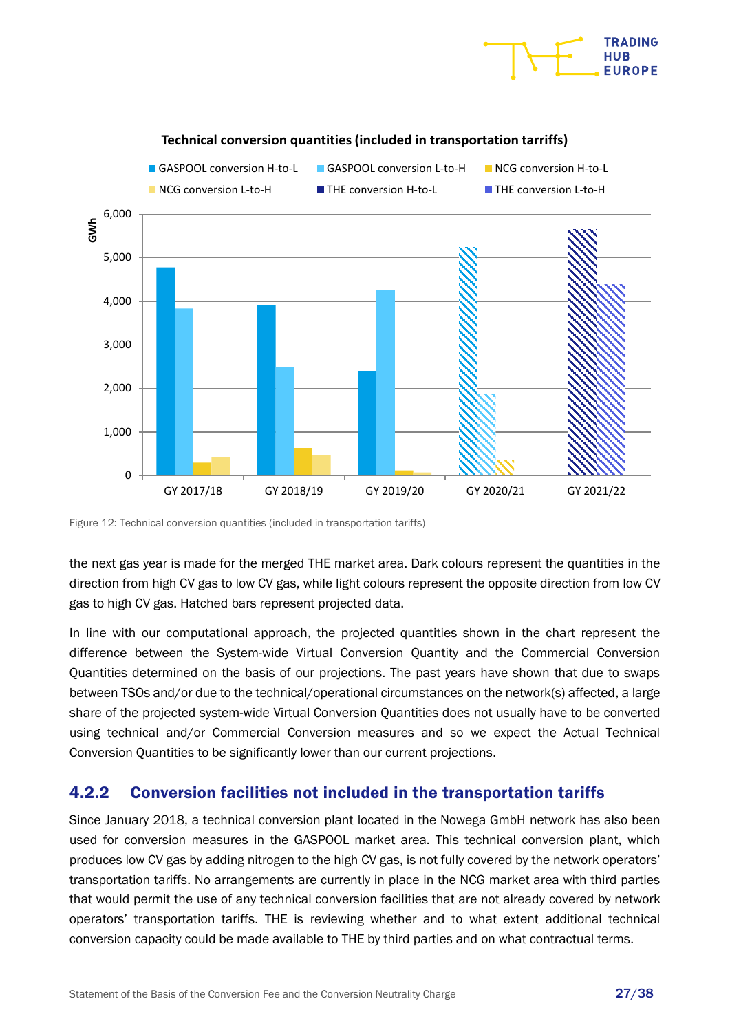Figure 12: Technical conversion quantities (included in transportation tariffs)

the next gas year is made for the merged THE market area. Dark colours represent the quantities in the direction from high CV gas to low CV gas, while light colours represent the opposite direction from low CV gas to high CV gas. Hatched bars represent projected data.

In line with our computational approach, the projected quantities shown in the chart represent the difference between the System-wide Virtual Conversion Quantity and the Commercial Conversion Quantities determined on the basis of our projections. The past years have shown that due to swaps between TSOs and/or due to the technical/operational circumstances on the network(s) affected, a large share of the projected system-wide Virtual Conversion Quantities does not usually have to be converted using technical and/or Commercial Conversion measures and so we expect the Actual Technical Conversion Quantities to be significantly lower than our current projections.

### 4.2.2 Conversion facilities not included in the transportation tariffs

Since January 2018, a technical conversion plant located in the Nowega GmbH network has also been used for conversion measures in the GASPOOL market area. This technical conversion plant, which produces low CV gas by adding nitrogen to the high CV gas, is not fully covered by the network operators' transportation tariffs. No arrangements are currently in place in the NCG market area with third parties that would permit the use of any technical conversion facilities that are not already covered by network operators' transportation tariffs. THE is reviewing whether and to what extent additional technical conversion capacity could be made available to THE by third parties and on what contractual terms.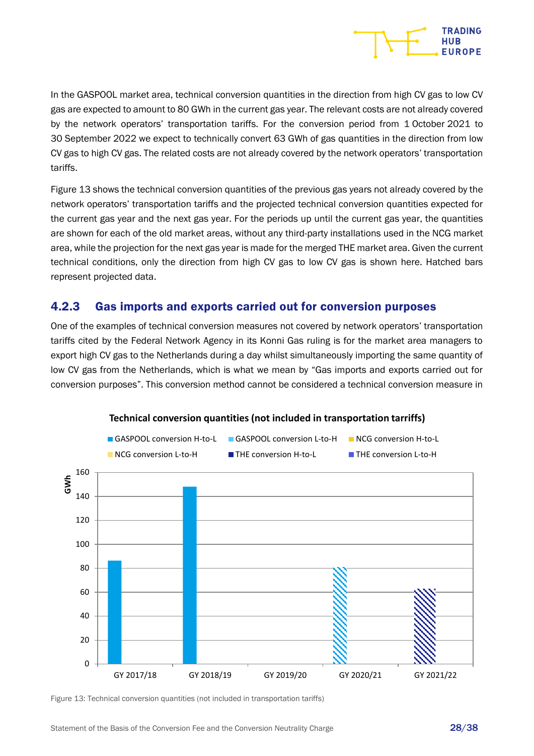In the GASPOOL market area, technical conversion quantities in the direction from high CV gas to low CV gas are expected to amount to 80 GWh in the current gas year. The relevant costs are not already covered by the network operators' transportation tariffs. For the conversion period from 1 October 2021 to 30 September 2022 we expect to technically convert 63 GWh of gas quantities in the direction from low CV gas to high CV gas. The related costs are not already covered by the network operators' transportation tariffs.

Figure 13 shows the technical conversion quantities of the previous gas years not already covered by the network operators' transportation tariffs and the projected technical conversion quantities expected for the current gas year and the next gas year. For the periods up until the current gas year, the quantities are shown for each of the old market areas, without any third-party installations used in the NCG market area, while the projection for the next gas year is made for the merged THE market area. Given the current technical conditions, only the direction from high CV gas to low CV gas is shown here. Hatched bars represent projected data.

### 4.2.3 Gas imports and exports carried out for conversion purposes

One of the examples of technical conversion measures not covered by network operators' transportation tariffs cited by the Federal Network Agency in its Konni Gas ruling is for the market area managers to export high CV gas to the Netherlands during a day whilst simultaneously importing the same quantity of low CV gas from the Netherlands, which is what we mean by "Gas imports and exports carried out for conversion purposes". This conversion method cannot be considered a technical conversion measure in

**Technical conversion quantities (not included in transportation tarriffs)**

Legend: GASPOOL conversion H-to-L, GASPOOL conversion L-to-H, NCG conversion H-to-L, NCG conversion L-to-H, THE conversion H-to-L, THE conversion L-to-H

Y-axis: GWh (0–160)

| Gas year | Value (GWh, approx.) |
|---|---|
| GY 2017/18 | 86 |
| GY 2018/19 | 148 |
| GY 2019/20 | 0 |
| GY 2020/21 | 80 (hatched, projected) |
| GY 2021/22 | 63 (hatched, projected) |

Figure 13: Technical conversion quantities (not included in transportation tariffs)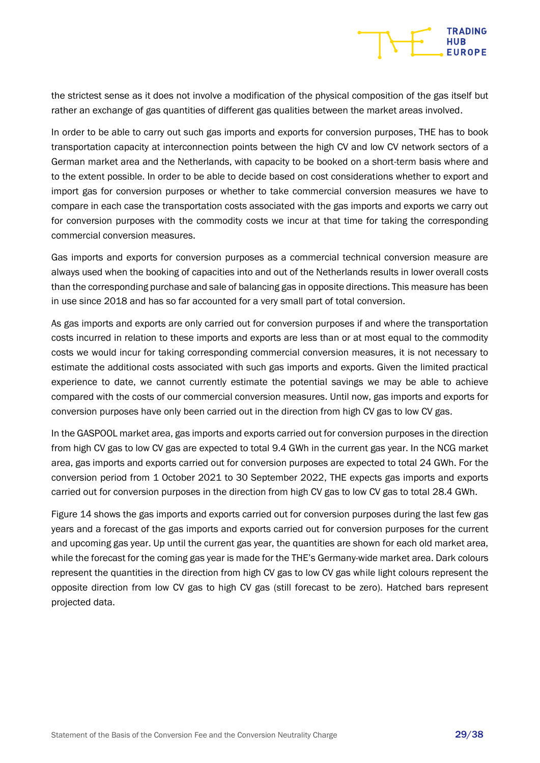the strictest sense as it does not involve a modification of the physical composition of the gas itself but rather an exchange of gas quantities of different gas qualities between the market areas involved.

In order to be able to carry out such gas imports and exports for conversion purposes, THE has to book transportation capacity at interconnection points between the high CV and low CV network sectors of a German market area and the Netherlands, with capacity to be booked on a short-term basis where and to the extent possible. In order to be able to decide based on cost considerations whether to export and import gas for conversion purposes or whether to take commercial conversion measures we have to compare in each case the transportation costs associated with the gas imports and exports we carry out for conversion purposes with the commodity costs we incur at that time for taking the corresponding commercial conversion measures.

Gas imports and exports for conversion purposes as a commercial technical conversion measure are always used when the booking of capacities into and out of the Netherlands results in lower overall costs than the corresponding purchase and sale of balancing gas in opposite directions. This measure has been in use since 2018 and has so far accounted for a very small part of total conversion.

As gas imports and exports are only carried out for conversion purposes if and where the transportation costs incurred in relation to these imports and exports are less than or at most equal to the commodity costs we would incur for taking corresponding commercial conversion measures, it is not necessary to estimate the additional costs associated with such gas imports and exports. Given the limited practical experience to date, we cannot currently estimate the potential savings we may be able to achieve compared with the costs of our commercial conversion measures. Until now, gas imports and exports for conversion purposes have only been carried out in the direction from high CV gas to low CV gas.

In the GASPOOL market area, gas imports and exports carried out for conversion purposes in the direction from high CV gas to low CV gas are expected to total 9.4 GWh in the current gas year. In the NCG market area, gas imports and exports carried out for conversion purposes are expected to total 24 GWh. For the conversion period from 1 October 2021 to 30 September 2022, THE expects gas imports and exports carried out for conversion purposes in the direction from high CV gas to low CV gas to total 28.4 GWh.

Figure 14 shows the gas imports and exports carried out for conversion purposes during the last few gas years and a forecast of the gas imports and exports carried out for conversion purposes for the current and upcoming gas year. Up until the current gas year, the quantities are shown for each old market area, while the forecast for the coming gas year is made for the THE's Germany-wide market area. Dark colours represent the quantities in the direction from high CV gas to low CV gas while light colours represent the opposite direction from low CV gas to high CV gas (still forecast to be zero). Hatched bars represent projected data.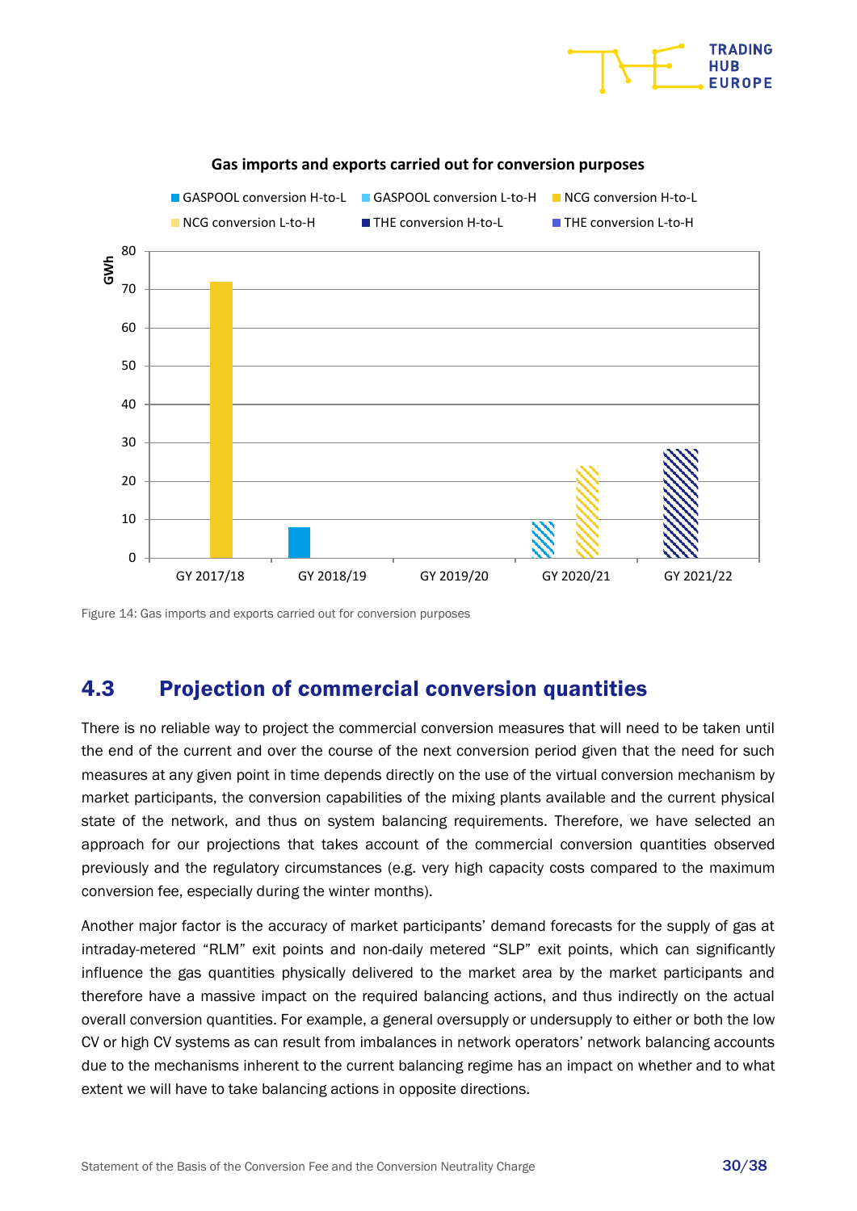**Gas imports and exports carried out for conversion purposes**

Figure 14: Gas imports and exports carried out for conversion purposes

## 4.3 Projection of commercial conversion quantities

There is no reliable way to project the commercial conversion measures that will need to be taken until the end of the current and over the course of the next conversion period given that the need for such measures at any given point in time depends directly on the use of the virtual conversion mechanism by market participants, the conversion capabilities of the mixing plants available and the current physical state of the network, and thus on system balancing requirements. Therefore, we have selected an approach for our projections that takes account of the commercial conversion quantities observed previously and the regulatory circumstances (e.g. very high capacity costs compared to the maximum conversion fee, especially during the winter months).

Another major factor is the accuracy of market participants' demand forecasts for the supply of gas at intraday-metered "RLM" exit points and non-daily metered "SLP" exit points, which can significantly influence the gas quantities physically delivered to the market area by the market participants and therefore have a massive impact on the required balancing actions, and thus indirectly on the actual overall conversion quantities. For example, a general oversupply or undersupply to either or both the low CV or high CV systems as can result from imbalances in network operators' network balancing accounts due to the mechanisms inherent to the current balancing regime has an impact on whether and to what extent we will have to take balancing actions in opposite directions.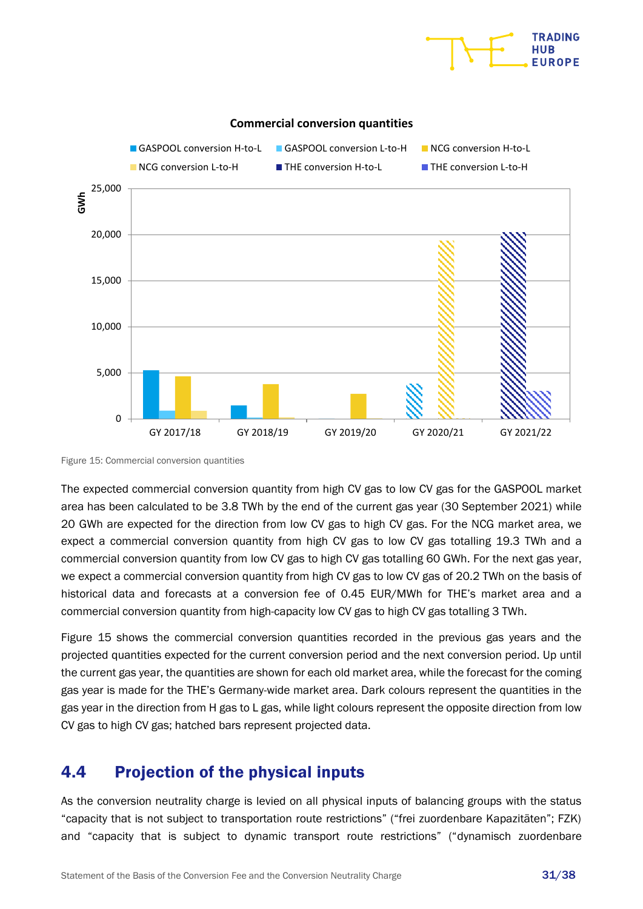Figure 15: Commercial conversion quantities

The expected commercial conversion quantity from high CV gas to low CV gas for the GASPOOL market area has been calculated to be 3.8 TWh by the end of the current gas year (30 September 2021) while 20 GWh are expected for the direction from low CV gas to high CV gas. For the NCG market area, we expect a commercial conversion quantity from high CV gas to low CV gas totalling 19.3 TWh and a commercial conversion quantity from low CV gas to high CV gas totalling 60 GWh. For the next gas year, we expect a commercial conversion quantity from high CV gas to low CV gas of 20.2 TWh on the basis of historical data and forecasts at a conversion fee of 0.45 EUR/MWh for THE's market area and a commercial conversion quantity from high-capacity low CV gas to high CV gas totalling 3 TWh.

Figure 15 shows the commercial conversion quantities recorded in the previous gas years and the projected quantities expected for the current conversion period and the next conversion period. Up until the current gas year, the quantities are shown for each old market area, while the forecast for the coming gas year is made for the THE's Germany-wide market area. Dark colours represent the quantities in the gas year in the direction from H gas to L gas, while light colours represent the opposite direction from low CV gas to high CV gas; hatched bars represent projected data.

## 4.4 Projection of the physical inputs

As the conversion neutrality charge is levied on all physical inputs of balancing groups with the status "capacity that is not subject to transportation route restrictions" ("frei zuordenbare Kapazitäten"; FZK) and "capacity that is subject to dynamic transport route restrictions" ("dynamisch zuordenbare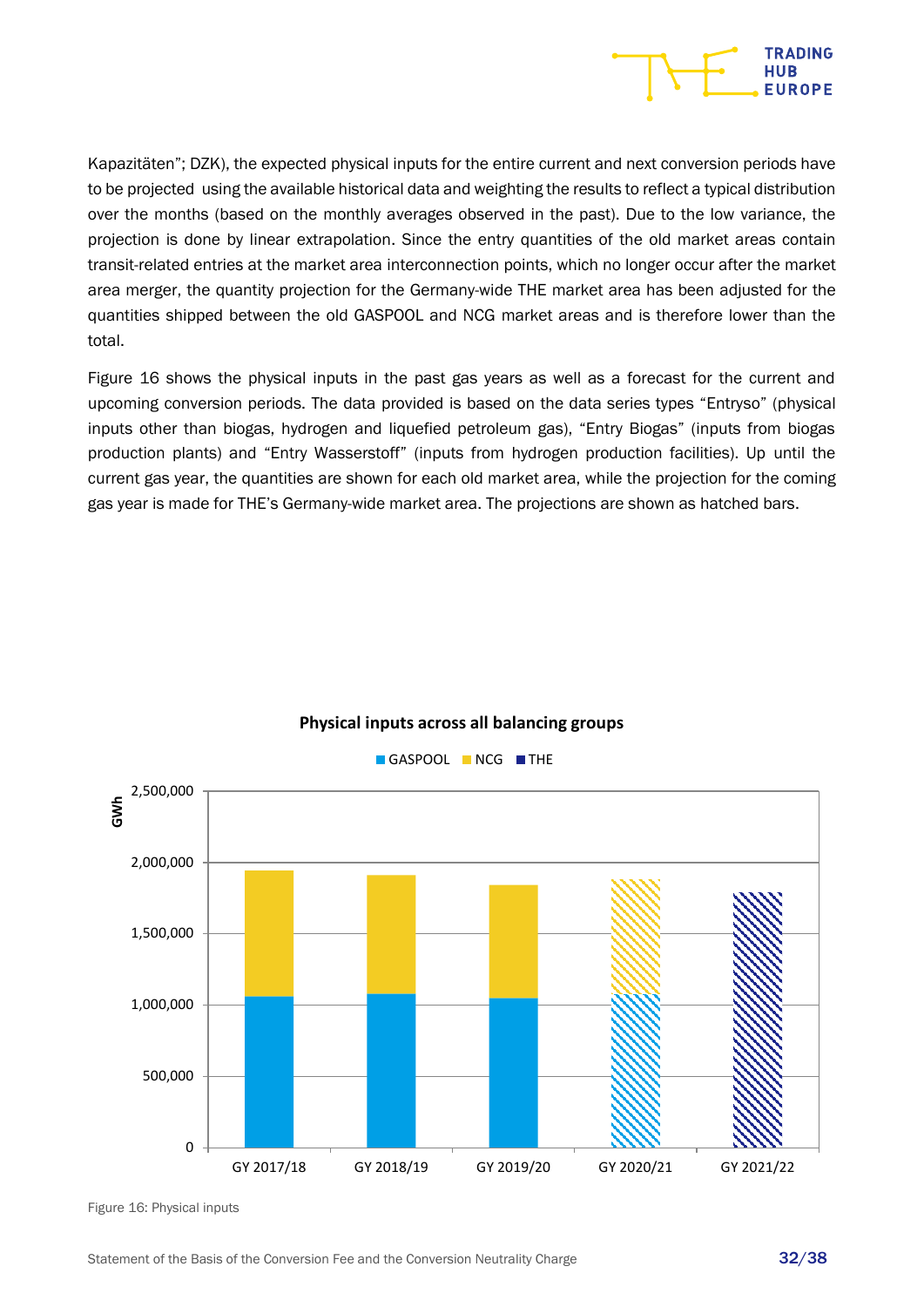Kapazitäten"; DZK), the expected physical inputs for the entire current and next conversion periods have to be projected using the available historical data and weighting the results to reflect a typical distribution over the months (based on the monthly averages observed in the past). Due to the low variance, the projection is done by linear extrapolation. Since the entry quantities of the old market areas contain transit-related entries at the market area interconnection points, which no longer occur after the market area merger, the quantity projection for the Germany-wide THE market area has been adjusted for the quantities shipped between the old GASPOOL and NCG market areas and is therefore lower than the total.

Figure 16 shows the physical inputs in the past gas years as well as a forecast for the current and upcoming conversion periods. The data provided is based on the data series types "Entryso" (physical inputs other than biogas, hydrogen and liquefied petroleum gas), "Entry Biogas" (inputs from biogas production plants) and "Entry Wasserstoff" (inputs from hydrogen production facilities). Up until the current gas year, the quantities are shown for each old market area, while the projection for the coming gas year is made for THE's Germany-wide market area. The projections are shown as hatched bars.

**Physical inputs across all balancing groups**

GASPOOL | NCG | THE

GWh: 0 – 500,000 – 1,000,000 – 1,500,000 – 2,000,000 – 2,500,000

GY 2017/18, GY 2018/19, GY 2019/20, GY 2020/21, GY 2021/22

Figure 16: Physical inputs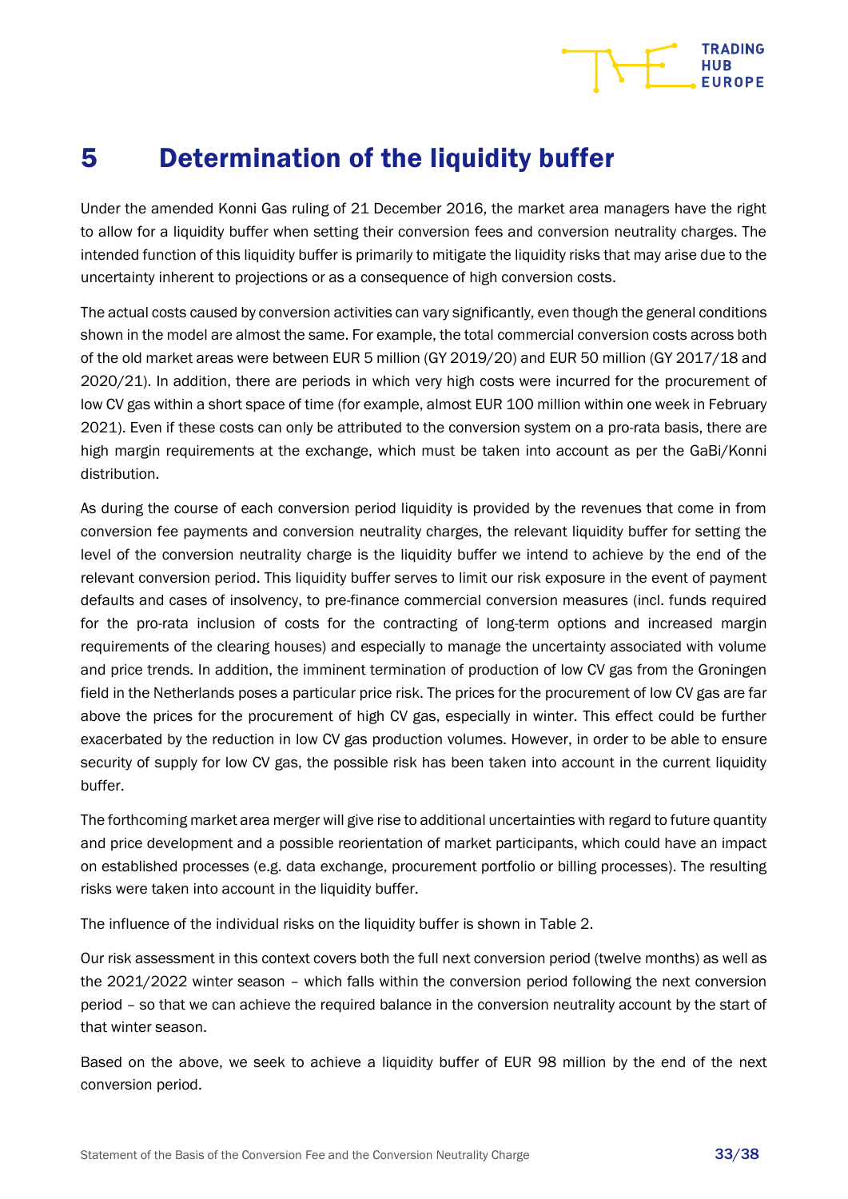# 5 Determination of the liquidity buffer

Under the amended Konni Gas ruling of 21 December 2016, the market area managers have the right to allow for a liquidity buffer when setting their conversion fees and conversion neutrality charges. The intended function of this liquidity buffer is primarily to mitigate the liquidity risks that may arise due to the uncertainty inherent to projections or as a consequence of high conversion costs.

The actual costs caused by conversion activities can vary significantly, even though the general conditions shown in the model are almost the same. For example, the total commercial conversion costs across both of the old market areas were between EUR 5 million (GY 2019/20) and EUR 50 million (GY 2017/18 and 2020/21). In addition, there are periods in which very high costs were incurred for the procurement of low CV gas within a short space of time (for example, almost EUR 100 million within one week in February 2021). Even if these costs can only be attributed to the conversion system on a pro-rata basis, there are high margin requirements at the exchange, which must be taken into account as per the GaBi/Konni distribution.

As during the course of each conversion period liquidity is provided by the revenues that come in from conversion fee payments and conversion neutrality charges, the relevant liquidity buffer for setting the level of the conversion neutrality charge is the liquidity buffer we intend to achieve by the end of the relevant conversion period. This liquidity buffer serves to limit our risk exposure in the event of payment defaults and cases of insolvency, to pre-finance commercial conversion measures (incl. funds required for the pro-rata inclusion of costs for the contracting of long-term options and increased margin requirements of the clearing houses) and especially to manage the uncertainty associated with volume and price trends. In addition, the imminent termination of production of low CV gas from the Groningen field in the Netherlands poses a particular price risk. The prices for the procurement of low CV gas are far above the prices for the procurement of high CV gas, especially in winter. This effect could be further exacerbated by the reduction in low CV gas production volumes. However, in order to be able to ensure security of supply for low CV gas, the possible risk has been taken into account in the current liquidity buffer.

The forthcoming market area merger will give rise to additional uncertainties with regard to future quantity and price development and a possible reorientation of market participants, which could have an impact on established processes (e.g. data exchange, procurement portfolio or billing processes). The resulting risks were taken into account in the liquidity buffer.

The influence of the individual risks on the liquidity buffer is shown in Table 2.

Our risk assessment in this context covers both the full next conversion period (twelve months) as well as the 2021/2022 winter season – which falls within the conversion period following the next conversion period – so that we can achieve the required balance in the conversion neutrality account by the start of that winter season.

Based on the above, we seek to achieve a liquidity buffer of EUR 98 million by the end of the next conversion period.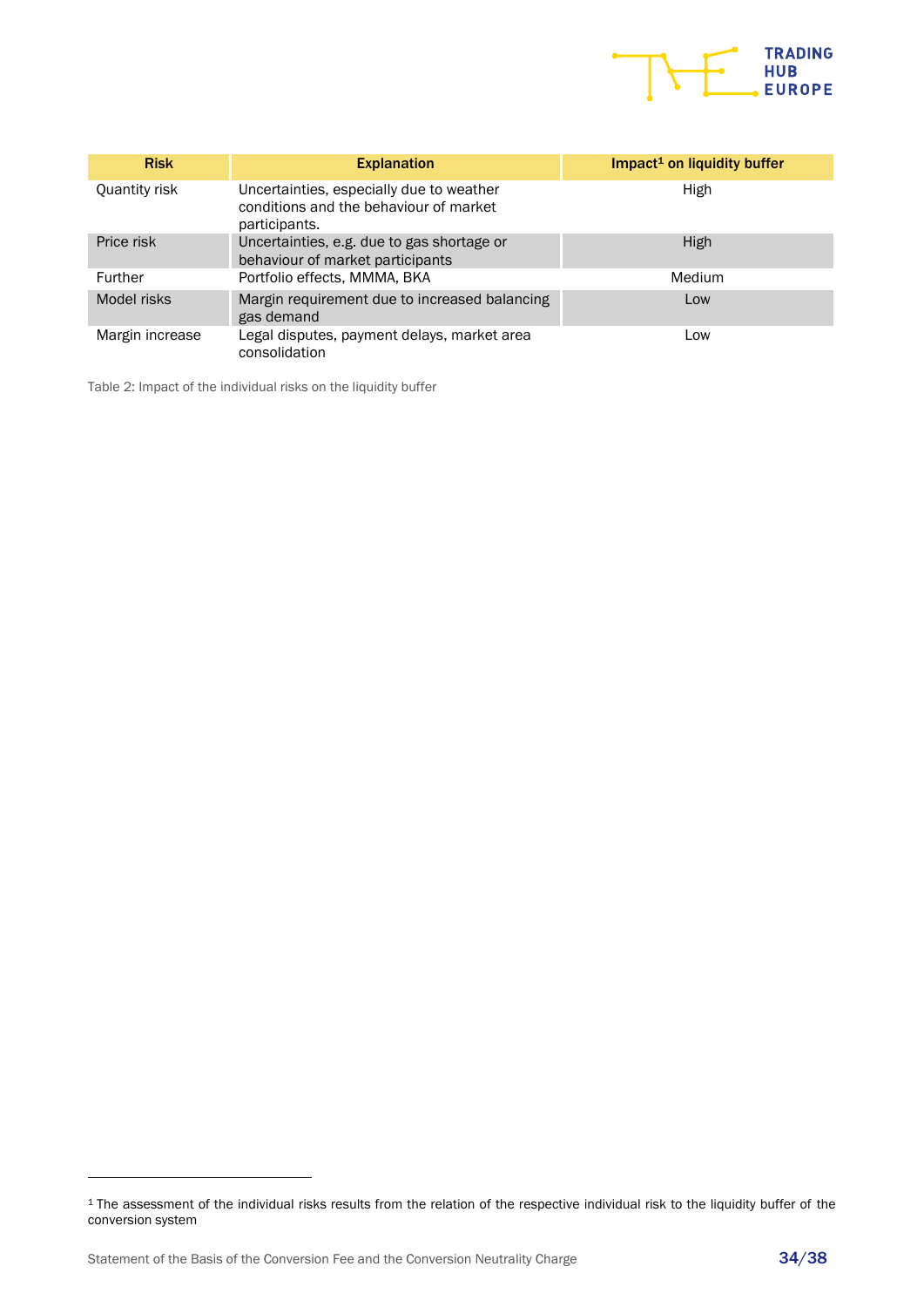| Risk | Explanation | Impact[1] on liquidity buffer |
|---|---|---|
| Quantity risk | Uncertainties, especially due to weather conditions and the behaviour of market participants. | High |
| Price risk | Uncertainties, e.g. due to gas shortage or behaviour of market participants | High |
| Further | Portfolio effects, MMMA, BKA | Medium |
| Model risks | Margin requirement due to increased balancing gas demand | Low |
| Margin increase | Legal disputes, payment delays, market area consolidation | Low |

Table 2: Impact of the individual risks on the liquidity buffer

[1] The assessment of the individual risks results from the relation of the respective individual risk to the liquidity buffer of the conversion system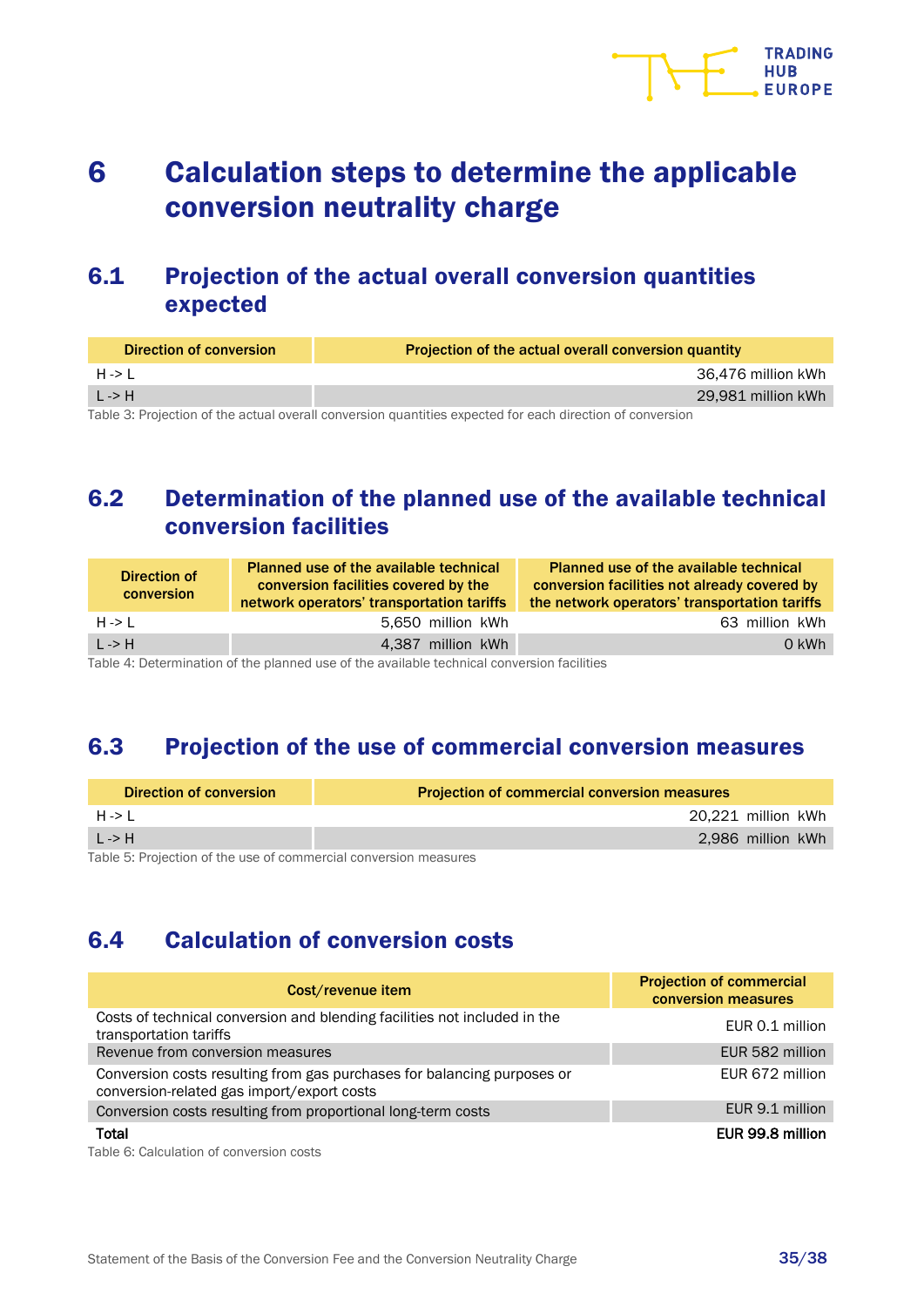# 6 Calculation steps to determine the applicable conversion neutrality charge

## 6.1 Projection of the actual overall conversion quantities expected

| Direction of conversion | Projection of the actual overall conversion quantity |
|---|---|
| H -> L | 36,476 million kWh |
| L -> H | 29,981 million kWh |

Table 3: Projection of the actual overall conversion quantities expected for each direction of conversion

## 6.2 Determination of the planned use of the available technical conversion facilities

| Direction of conversion | Planned use of the available technical conversion facilities covered by the network operators' transportation tariffs | Planned use of the available technical conversion facilities not already covered by the network operators' transportation tariffs |
|---|---|---|
| H -> L | 5,650 million kWh | 63 million kWh |
| L -> H | 4,387 million kWh | 0 kWh |

Table 4: Determination of the planned use of the available technical conversion facilities

## 6.3 Projection of the use of commercial conversion measures

| Direction of conversion | Projection of commercial conversion measures |
|---|---|
| H -> L | 20,221 million kWh |
| L -> H | 2,986 million kWh |

Table 5: Projection of the use of commercial conversion measures

## 6.4 Calculation of conversion costs

| Cost/revenue item | Projection of commercial conversion measures |
|---|---|
| Costs of technical conversion and blending facilities not included in the transportation tariffs | EUR 0.1 million |
| Revenue from conversion measures | EUR 582 million |
| Conversion costs resulting from gas purchases for balancing purposes or conversion-related gas import/export costs | EUR 672 million |
| Conversion costs resulting from proportional long-term costs | EUR 9.1 million |
| **Total** | **EUR 99.8 million** |

Table 6: Calculation of conversion costs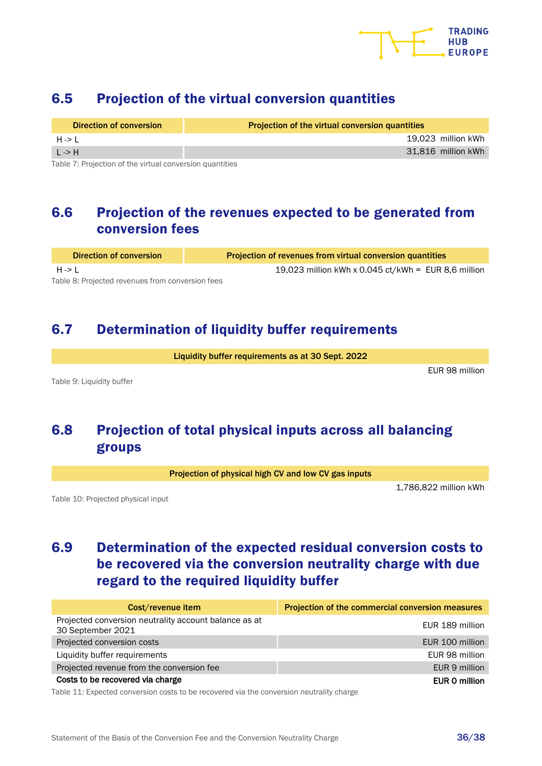## 6.5 Projection of the virtual conversion quantities

| Direction of conversion | Projection of the virtual conversion quantities |
|---|---|
| H -> L | 19,023 million kWh |
| L -> H | 31,816 million kWh |

Table 7: Projection of the virtual conversion quantities

## 6.6 Projection of the revenues expected to be generated from conversion fees

| Direction of conversion | Projection of revenues from virtual conversion quantities |
|---|---|
| H -> L | 19,023 million kWh x 0.045 ct/kWh = EUR 8,6 million |

Table 8: Projected revenues from conversion fees

## 6.7 Determination of liquidity buffer requirements

| Liquidity buffer requirements as at 30 Sept. 2022 |
|---|
| EUR 98 million |

Table 9: Liquidity buffer

## 6.8 Projection of total physical inputs across all balancing groups

| Projection of physical high CV and low CV gas inputs |
|---|
| 1,786,822 million kWh |

Table 10: Projected physical input

## 6.9 Determination of the expected residual conversion costs to be recovered via the conversion neutrality charge with due regard to the required liquidity buffer

| Cost/revenue item | Projection of the commercial conversion measures |
|---|---|
| Projected conversion neutrality account balance as at 30 September 2021 | EUR 189 million |
| Projected conversion costs | EUR 100 million |
| Liquidity buffer requirements | EUR 98 million |
| Projected revenue from the conversion fee | EUR 9 million |
| **Costs to be recovered via charge** | **EUR 0 million** |

Table 11: Expected conversion costs to be recovered via the conversion neutrality charge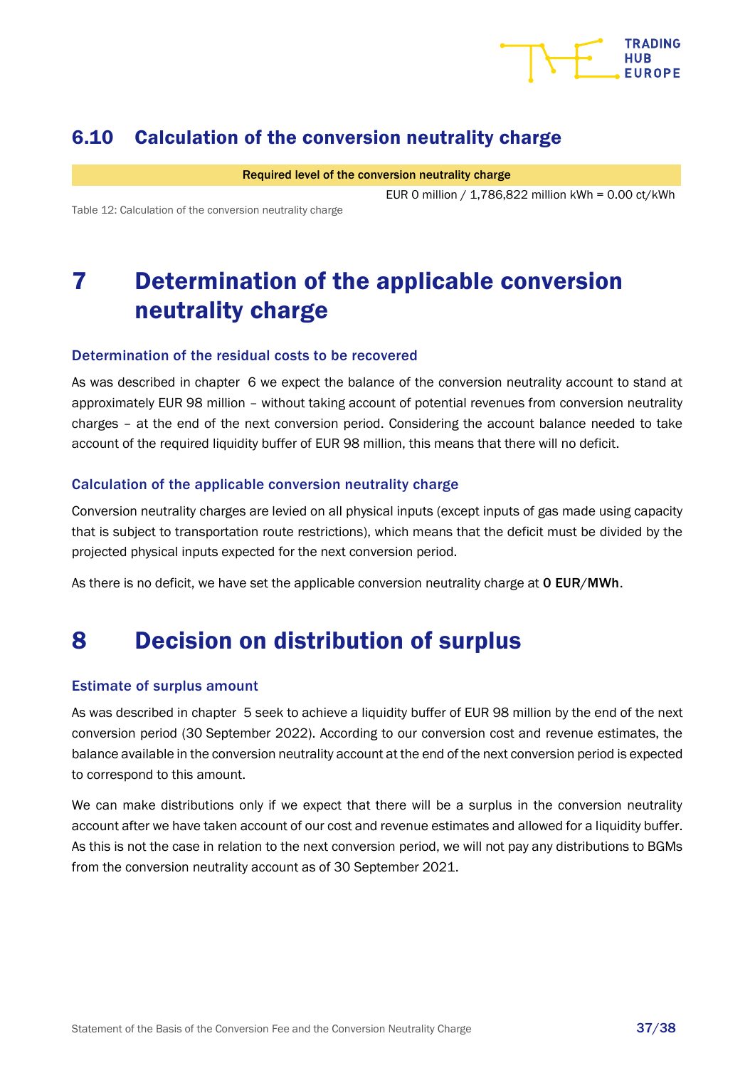## 6.10 Calculation of the conversion neutrality charge

| Required level of the conversion neutrality charge |
|---|
| EUR 0 million / 1,786,822 million kWh = 0.00 ct/kWh |

Table 12: Calculation of the conversion neutrality charge

# 7 Determination of the applicable conversion neutrality charge

### Determination of the residual costs to be recovered

As was described in chapter 6 we expect the balance of the conversion neutrality account to stand at approximately EUR 98 million – without taking account of potential revenues from conversion neutrality charges – at the end of the next conversion period. Considering the account balance needed to take account of the required liquidity buffer of EUR 98 million, this means that there will no deficit.

### Calculation of the applicable conversion neutrality charge

Conversion neutrality charges are levied on all physical inputs (except inputs of gas made using capacity that is subject to transportation route restrictions), which means that the deficit must be divided by the projected physical inputs expected for the next conversion period.

As there is no deficit, we have set the applicable conversion neutrality charge at **0 EUR/MWh**.

# 8 Decision on distribution of surplus

### Estimate of surplus amount

As was described in chapter 5 seek to achieve a liquidity buffer of EUR 98 million by the end of the next conversion period (30 September 2022). According to our conversion cost and revenue estimates, the balance available in the conversion neutrality account at the end of the next conversion period is expected to correspond to this amount.

We can make distributions only if we expect that there will be a surplus in the conversion neutrality account after we have taken account of our cost and revenue estimates and allowed for a liquidity buffer. As this is not the case in relation to the next conversion period, we will not pay any distributions to BGMs from the conversion neutrality account as of 30 September 2021.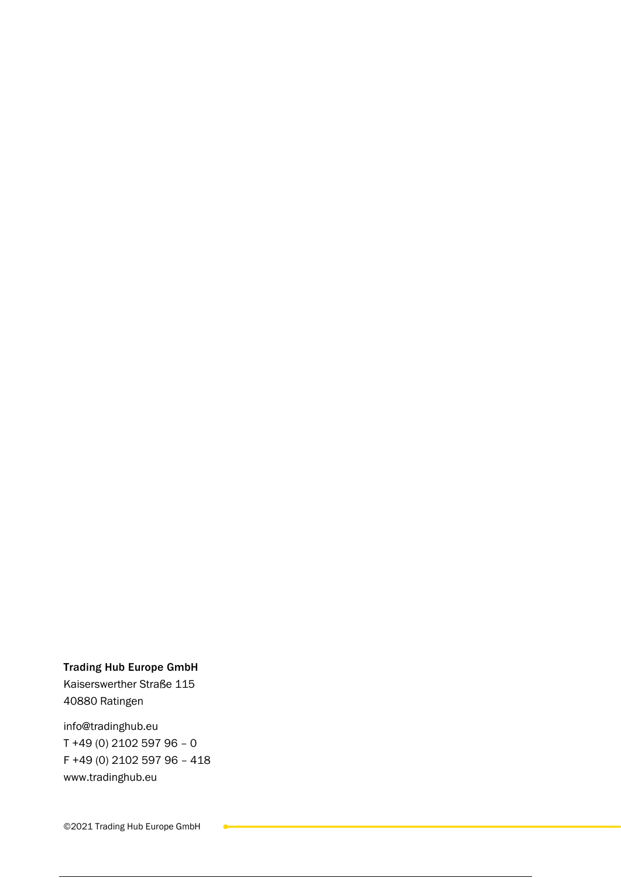**Trading Hub Europe GmbH**
Kaiserswerther Straße 115
40880 Ratingen

info@tradinghub.eu
T +49 (0) 2102 597 96 – 0
F +49 (0) 2102 597 96 – 418
www.tradinghub.eu

©2021 Trading Hub Europe GmbH